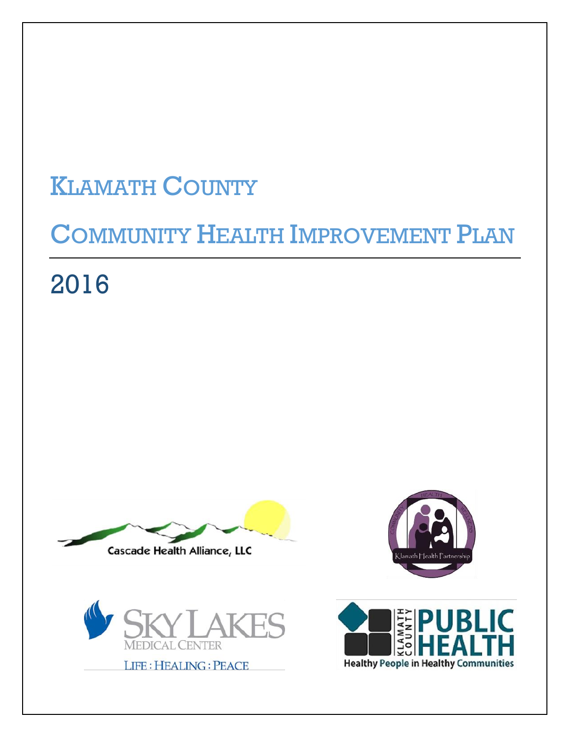# KLAMATH COUNTY

# COMMUNITY HEALTH IMPROVEMENT PLAN

## 2016

Cascade Health Alliance, LLC

Klamath Health Partnership

SKY LAKES MEDICAL CENTER

LIFE : HEALING : PEACE

KLAMATH COUNTY PUBLIC HEALTH

Healthy People in Healthy Communities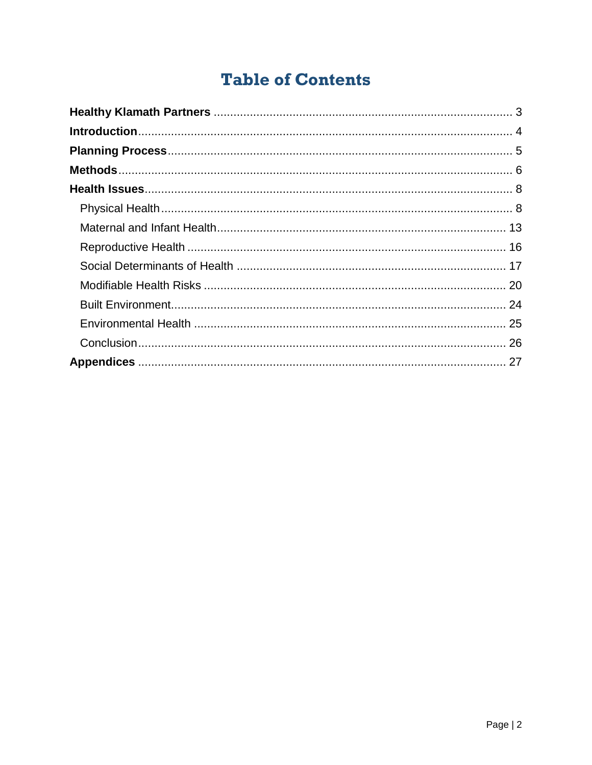# Table of Contents

**Healthy Klamath Partners** ............................................................ 3

**Introduction** ............................................................ 4

**Planning Process** ............................................................ 5

**Methods** ............................................................ 6

**Health Issues** ............................................................ 8

- Physical Health ............................................................ 8
- Maternal and Infant Health ............................................................ 13
- Reproductive Health ............................................................ 16
- Social Determinants of Health ............................................................ 17
- Modifiable Health Risks ............................................................ 20
- Built Environment ............................................................ 24
- Environmental Health ............................................................ 25
- Conclusion ............................................................ 26

**Appendices** ............................................................ 27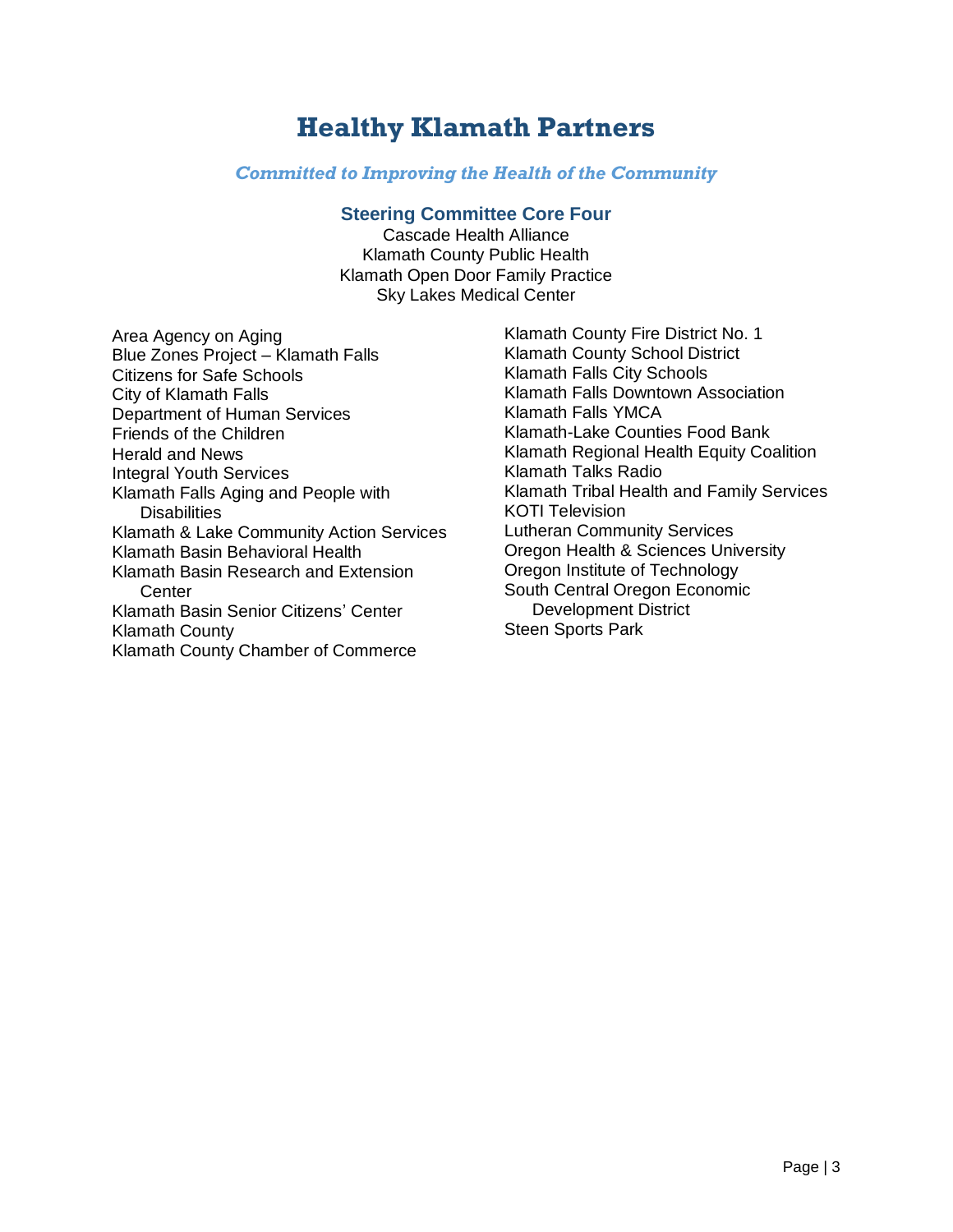# Healthy Klamath Partners

***Committed to Improving the Health of the Community***

### Steering Committee Core Four

Cascade Health Alliance
Klamath County Public Health
Klamath Open Door Family Practice
Sky Lakes Medical Center

- Area Agency on Aging
- Blue Zones Project – Klamath Falls
- Citizens for Safe Schools
- City of Klamath Falls
- Department of Human Services
- Friends of the Children
- Herald and News
- Integral Youth Services
- Klamath Falls Aging and People with Disabilities
- Klamath & Lake Community Action Services
- Klamath Basin Behavioral Health
- Klamath Basin Research and Extension Center
- Klamath Basin Senior Citizens' Center
- Klamath County
- Klamath County Chamber of Commerce
- Klamath County Fire District No. 1
- Klamath County School District
- Klamath Falls City Schools
- Klamath Falls Downtown Association
- Klamath Falls YMCA
- Klamath-Lake Counties Food Bank
- Klamath Regional Health Equity Coalition
- Klamath Talks Radio
- Klamath Tribal Health and Family Services
- KOTI Television
- Lutheran Community Services
- Oregon Health & Sciences University
- Oregon Institute of Technology
- South Central Oregon Economic Development District
- Steen Sports Park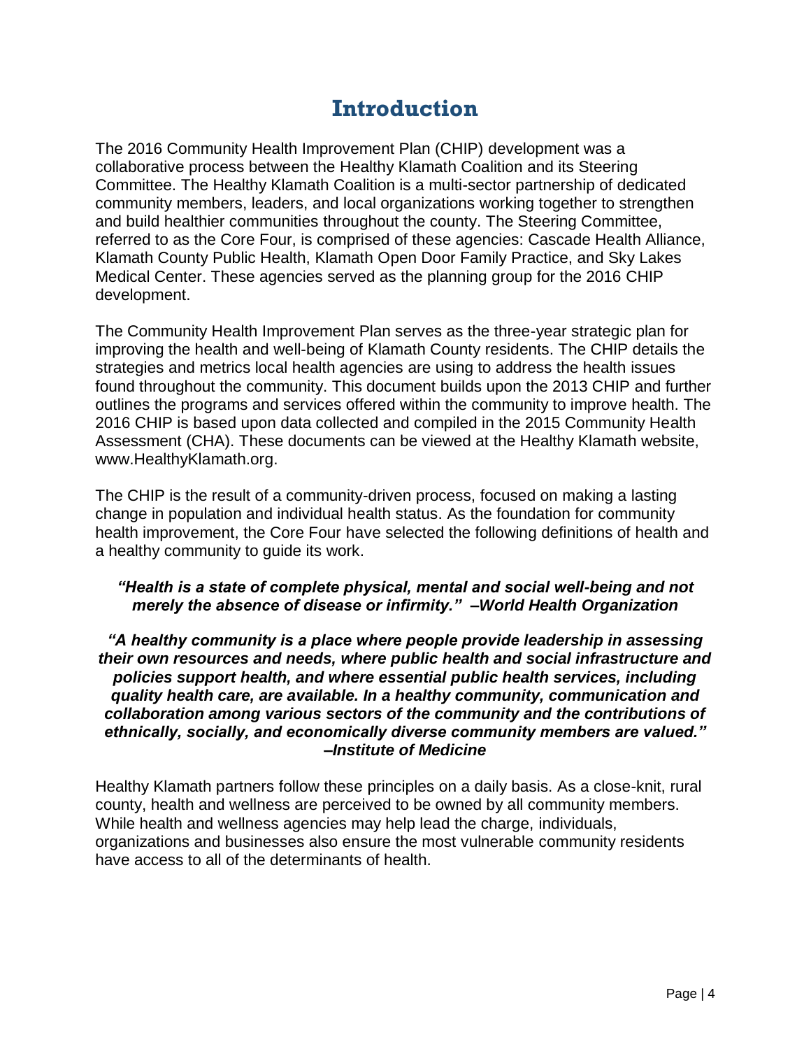# Introduction

The 2016 Community Health Improvement Plan (CHIP) development was a collaborative process between the Healthy Klamath Coalition and its Steering Committee. The Healthy Klamath Coalition is a multi-sector partnership of dedicated community members, leaders, and local organizations working together to strengthen and build healthier communities throughout the county. The Steering Committee, referred to as the Core Four, is comprised of these agencies: Cascade Health Alliance, Klamath County Public Health, Klamath Open Door Family Practice, and Sky Lakes Medical Center. These agencies served as the planning group for the 2016 CHIP development.

The Community Health Improvement Plan serves as the three-year strategic plan for improving the health and well-being of Klamath County residents. The CHIP details the strategies and metrics local health agencies are using to address the health issues found throughout the community. This document builds upon the 2013 CHIP and further outlines the programs and services offered within the community to improve health. The 2016 CHIP is based upon data collected and compiled in the 2015 Community Health Assessment (CHA). These documents can be viewed at the Healthy Klamath website, www.HealthyKlamath.org.

The CHIP is the result of a community-driven process, focused on making a lasting change in population and individual health status. As the foundation for community health improvement, the Core Four have selected the following definitions of health and a healthy community to guide its work.

***"Health is a state of complete physical, mental and social well-being and not merely the absence of disease or infirmity." –World Health Organization***

***"A healthy community is a place where people provide leadership in assessing their own resources and needs, where public health and social infrastructure and policies support health, and where essential public health services, including quality health care, are available. In a healthy community, communication and collaboration among various sectors of the community and the contributions of ethnically, socially, and economically diverse community members are valued." –Institute of Medicine***

Healthy Klamath partners follow these principles on a daily basis. As a close-knit, rural county, health and wellness are perceived to be owned by all community members. While health and wellness agencies may help lead the charge, individuals, organizations and businesses also ensure the most vulnerable community residents have access to all of the determinants of health.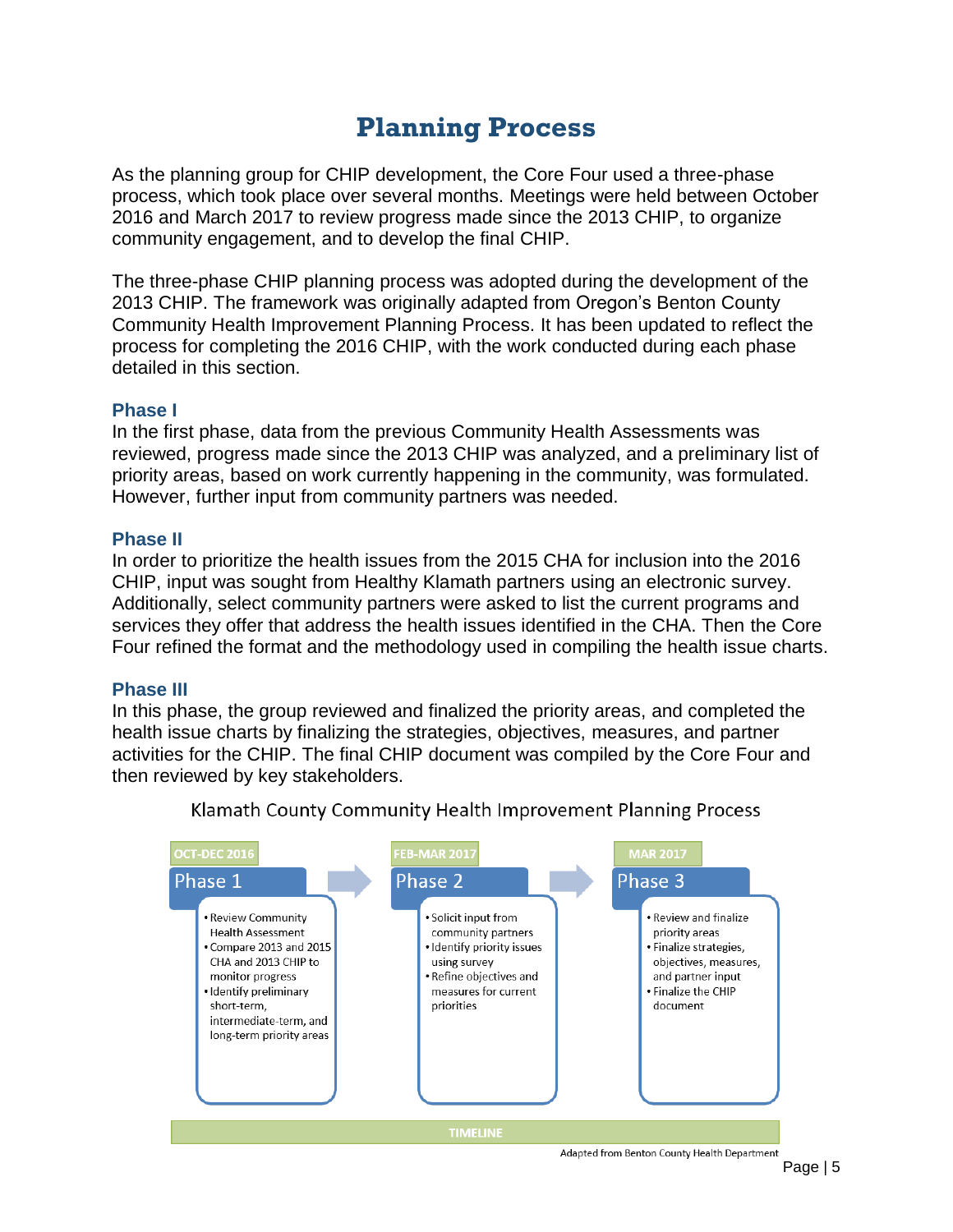# Planning Process

As the planning group for CHIP development, the Core Four used a three-phase process, which took place over several months. Meetings were held between October 2016 and March 2017 to review progress made since the 2013 CHIP, to organize community engagement, and to develop the final CHIP.

The three-phase CHIP planning process was adopted during the development of the 2013 CHIP. The framework was originally adapted from Oregon's Benton County Community Health Improvement Planning Process. It has been updated to reflect the process for completing the 2016 CHIP, with the work conducted during each phase detailed in this section.

### Phase I

In the first phase, data from the previous Community Health Assessments was reviewed, progress made since the 2013 CHIP was analyzed, and a preliminary list of priority areas, based on work currently happening in the community, was formulated. However, further input from community partners was needed.

### Phase II

In order to prioritize the health issues from the 2015 CHA for inclusion into the 2016 CHIP, input was sought from Healthy Klamath partners using an electronic survey. Additionally, select community partners were asked to list the current programs and services they offer that address the health issues identified in the CHA. Then the Core Four refined the format and the methodology used in compiling the health issue charts.

### Phase III

In this phase, the group reviewed and finalized the priority areas, and completed the health issue charts by finalizing the strategies, objectives, measures, and partner activities for the CHIP. The final CHIP document was compiled by the Core Four and then reviewed by key stakeholders.

Klamath County Community Health Improvement Planning Process

| OCT-DEC 2016 | FEB-MAR 2017 | MAR 2017 |
|---|---|---|
| **Phase 1** | **Phase 2** | **Phase 3** |
| • Review Community Health Assessment<br>• Compare 2013 and 2015 CHA and 2013 CHIP to monitor progress<br>• Identify preliminary short-term, intermediate-term, and long-term priority areas | • Solicit input from community partners<br>• Identify priority issues using survey<br>• Refine objectives and measures for current priorities | • Review and finalize priority areas<br>• Finalize strategies, objectives, measures, and partner input<br>• Finalize the CHIP document |

TIMELINE

Adapted from Benton County Health Department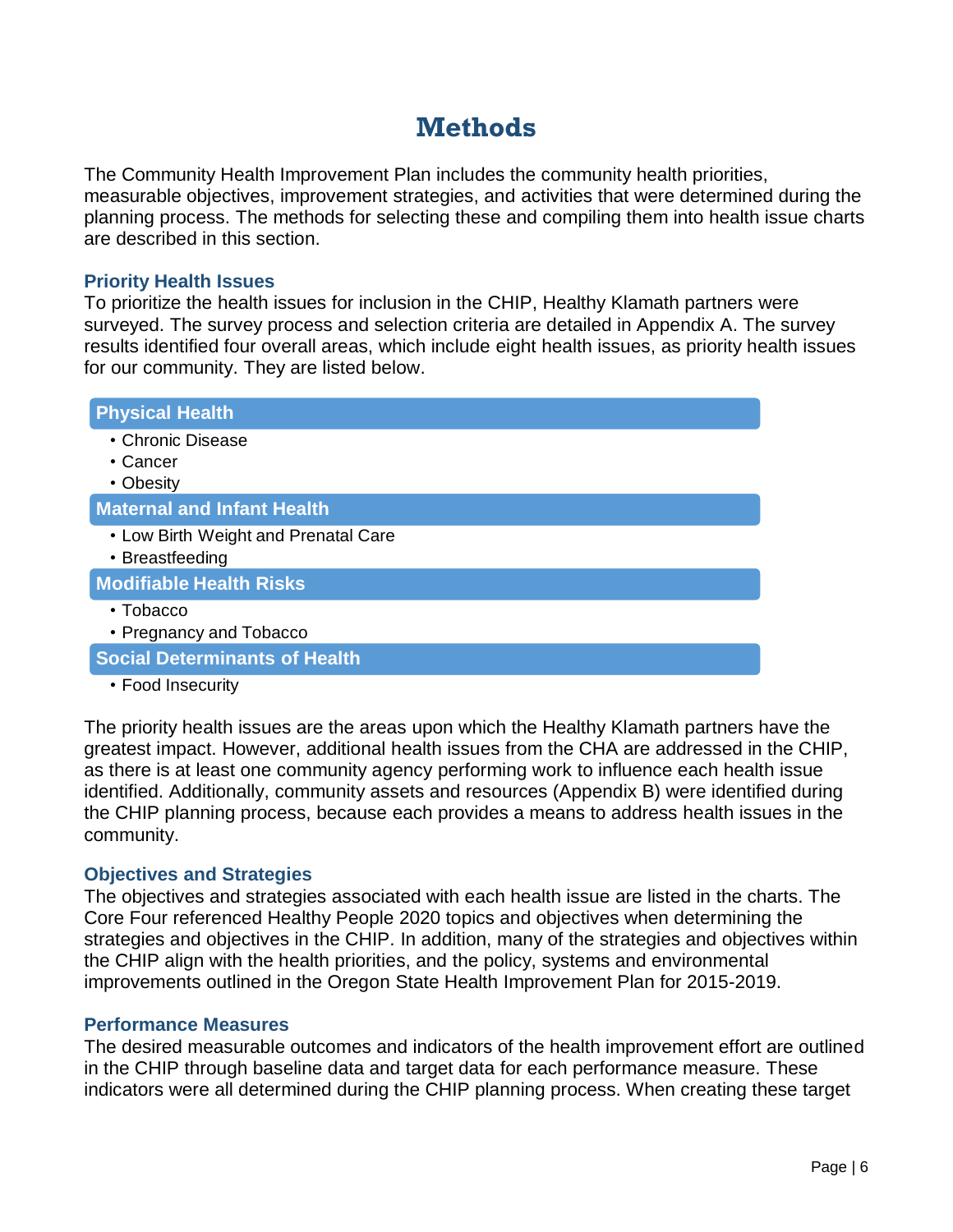# Methods

The Community Health Improvement Plan includes the community health priorities, measurable objectives, improvement strategies, and activities that were determined during the planning process. The methods for selecting these and compiling them into health issue charts are described in this section.

### Priority Health Issues

To prioritize the health issues for inclusion in the CHIP, Healthy Klamath partners were surveyed. The survey process and selection criteria are detailed in Appendix A. The survey results identified four overall areas, which include eight health issues, as priority health issues for our community. They are listed below.

**Physical Health**

- Chronic Disease
- Cancer
- Obesity

**Maternal and Infant Health**

- Low Birth Weight and Prenatal Care
- Breastfeeding

**Modifiable Health Risks**

- Tobacco
- Pregnancy and Tobacco

**Social Determinants of Health**

- Food Insecurity

The priority health issues are the areas upon which the Healthy Klamath partners have the greatest impact. However, additional health issues from the CHA are addressed in the CHIP, as there is at least one community agency performing work to influence each health issue identified. Additionally, community assets and resources (Appendix B) were identified during the CHIP planning process, because each provides a means to address health issues in the community.

### Objectives and Strategies

The objectives and strategies associated with each health issue are listed in the charts. The Core Four referenced Healthy People 2020 topics and objectives when determining the strategies and objectives in the CHIP. In addition, many of the strategies and objectives within the CHIP align with the health priorities, and the policy, systems and environmental improvements outlined in the Oregon State Health Improvement Plan for 2015-2019.

### Performance Measures

The desired measurable outcomes and indicators of the health improvement effort are outlined in the CHIP through baseline data and target data for each performance measure. These indicators were all determined during the CHIP planning process. When creating these target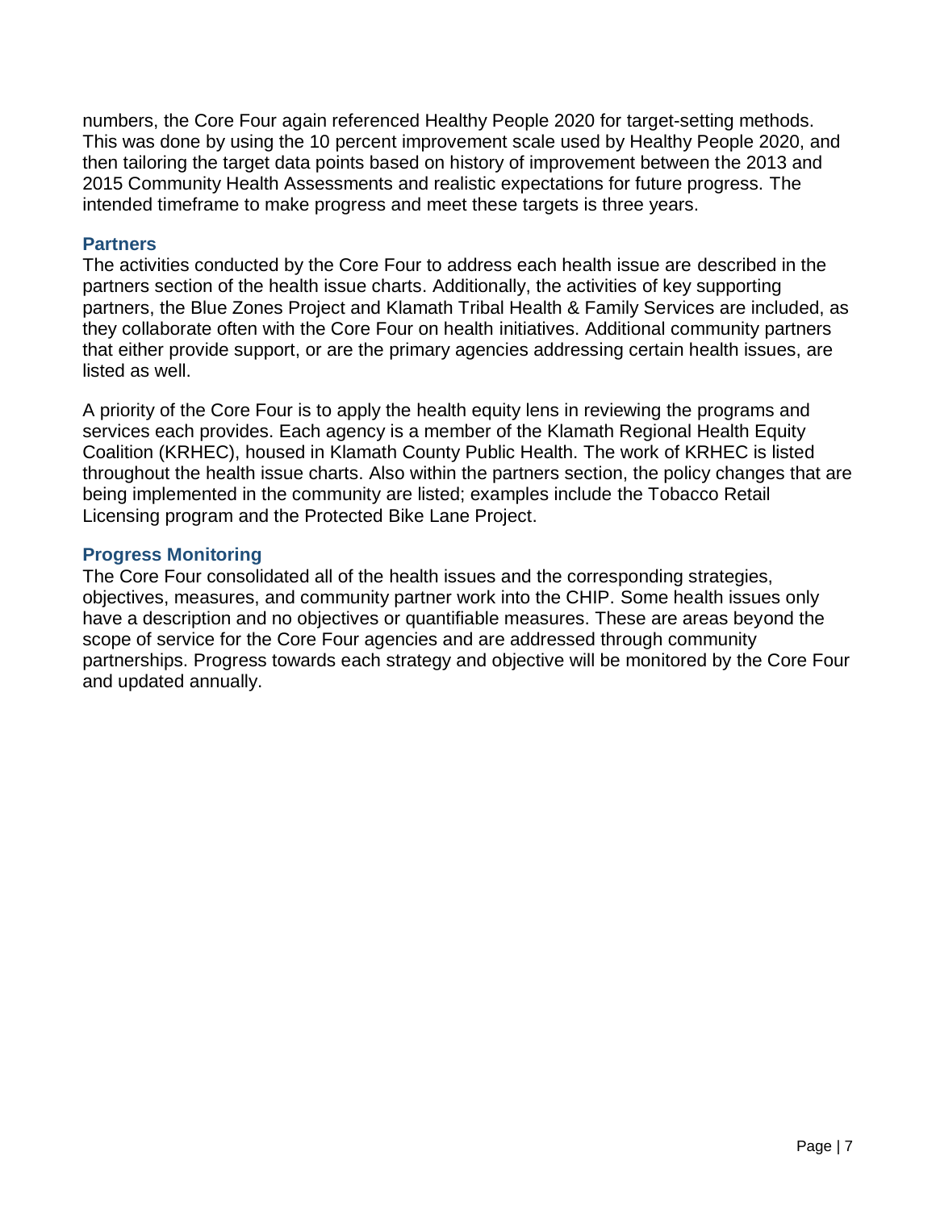numbers, the Core Four again referenced Healthy People 2020 for target-setting methods. This was done by using the 10 percent improvement scale used by Healthy People 2020, and then tailoring the target data points based on history of improvement between the 2013 and 2015 Community Health Assessments and realistic expectations for future progress. The intended timeframe to make progress and meet these targets is three years.

### Partners

The activities conducted by the Core Four to address each health issue are described in the partners section of the health issue charts. Additionally, the activities of key supporting partners, the Blue Zones Project and Klamath Tribal Health & Family Services are included, as they collaborate often with the Core Four on health initiatives. Additional community partners that either provide support, or are the primary agencies addressing certain health issues, are listed as well.

A priority of the Core Four is to apply the health equity lens in reviewing the programs and services each provides. Each agency is a member of the Klamath Regional Health Equity Coalition (KRHEC), housed in Klamath County Public Health. The work of KRHEC is listed throughout the health issue charts. Also within the partners section, the policy changes that are being implemented in the community are listed; examples include the Tobacco Retail Licensing program and the Protected Bike Lane Project.

### Progress Monitoring

The Core Four consolidated all of the health issues and the corresponding strategies, objectives, measures, and community partner work into the CHIP. Some health issues only have a description and no objectives or quantifiable measures. These are areas beyond the scope of service for the Core Four agencies and are addressed through community partnerships. Progress towards each strategy and objective will be monitored by the Core Four and updated annually.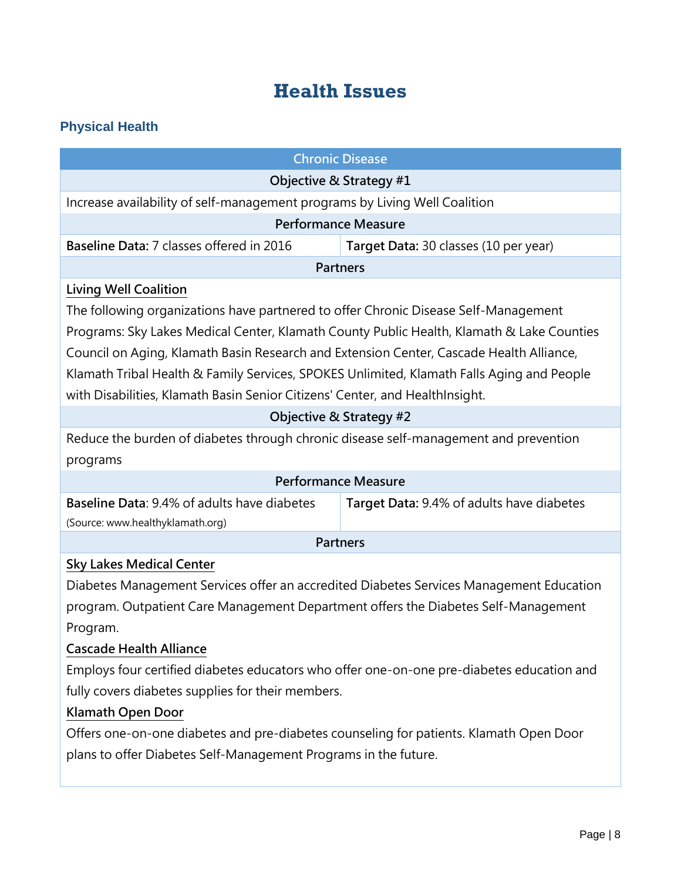# Health Issues

## Physical Health

| Chronic Disease | |
|---|---|
| **Objective & Strategy #1** | |
| Increase availability of self-management programs by Living Well Coalition | |
| **Performance Measure** | |
| **Baseline Data:** 7 classes offered in 2016 | **Target Data:** 30 classes (10 per year) |
| **Partners** | |
| **Living Well Coalition**<br>The following organizations have partnered to offer Chronic Disease Self-Management Programs: Sky Lakes Medical Center, Klamath County Public Health, Klamath & Lake Counties Council on Aging, Klamath Basin Research and Extension Center, Cascade Health Alliance, Klamath Tribal Health & Family Services, SPOKES Unlimited, Klamath Falls Aging and People with Disabilities, Klamath Basin Senior Citizens' Center, and HealthInsight. | |
| **Objective & Strategy #2** | |
| Reduce the burden of diabetes through chronic disease self-management and prevention programs | |
| **Performance Measure** | |
| **Baseline Data**: 9.4% of adults have diabetes (Source: www.healthyklamath.org) | **Target Data:** 9.4% of adults have diabetes |
| **Partners** | |
| **Sky Lakes Medical Center**<br>Diabetes Management Services offer an accredited Diabetes Services Management Education program. Outpatient Care Management Department offers the Diabetes Self-Management Program.<br>**Cascade Health Alliance**<br>Employs four certified diabetes educators who offer one-on-one pre-diabetes education and fully covers diabetes supplies for their members.<br>**Klamath Open Door**<br>Offers one-on-one diabetes and pre-diabetes counseling for patients. Klamath Open Door plans to offer Diabetes Self-Management Programs in the future. | |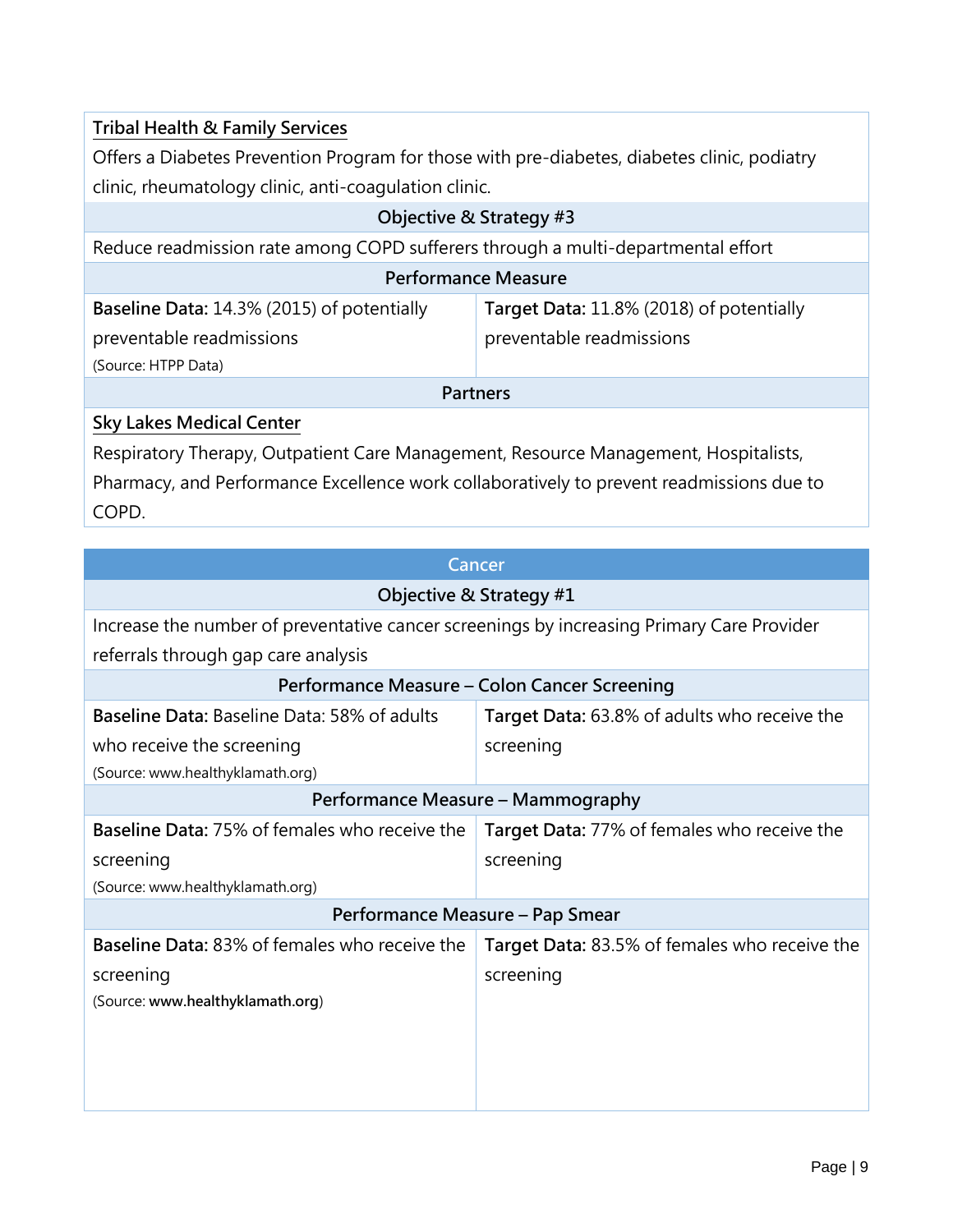**Tribal Health & Family Services**

Offers a Diabetes Prevention Program for those with pre-diabetes, diabetes clinic, podiatry clinic, rheumatology clinic, anti-coagulation clinic.

| Objective & Strategy #3 | |
|---|---|
| Reduce readmission rate among COPD sufferers through a multi-departmental effort | |
| **Performance Measure** | |
| **Baseline Data:** 14.3% (2015) of potentially preventable readmissions (Source: HTPP Data) | **Target Data:** 11.8% (2018) of potentially preventable readmissions |
| **Partners** | |

**Sky Lakes Medical Center**

Respiratory Therapy, Outpatient Care Management, Resource Management, Hospitalists, Pharmacy, and Performance Excellence work collaboratively to prevent readmissions due to COPD.

| Cancer | |
|---|---|
| **Objective & Strategy #1** | |
| Increase the number of preventative cancer screenings by increasing Primary Care Provider referrals through gap care analysis | |
| **Performance Measure – Colon Cancer Screening** | |
| **Baseline Data:** Baseline Data: 58% of adults who receive the screening (Source: www.healthyklamath.org) | **Target Data:** 63.8% of adults who receive the screening |
| **Performance Measure – Mammography** | |
| **Baseline Data:** 75% of females who receive the screening (Source: www.healthyklamath.org) | **Target Data:** 77% of females who receive the screening |
| **Performance Measure – Pap Smear** | |
| **Baseline Data:** 83% of females who receive the screening (Source: **www.healthyklamath.org**) | **Target Data:** 83.5% of females who receive the screening |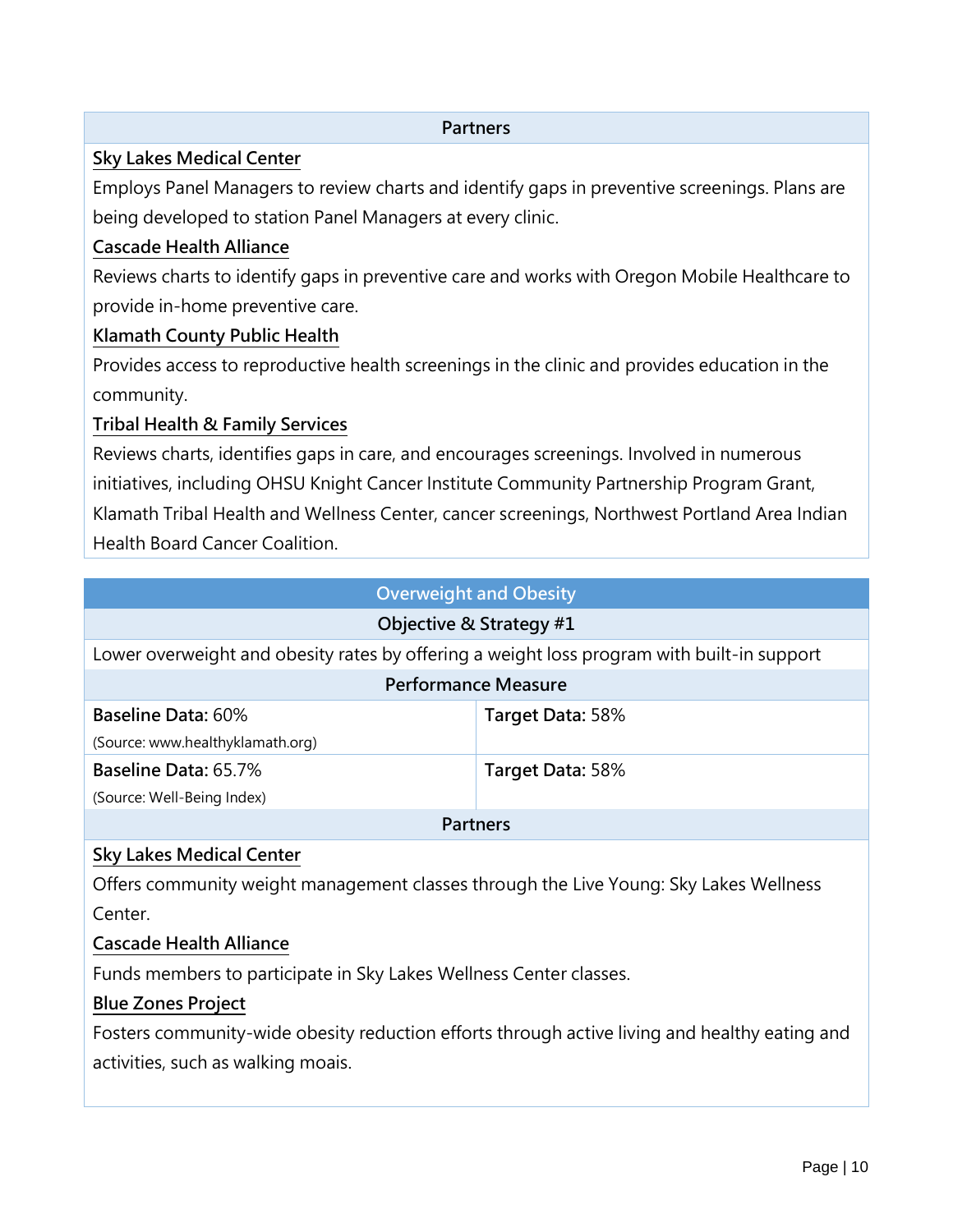**Partners**

**Sky Lakes Medical Center**

Employs Panel Managers to review charts and identify gaps in preventive screenings. Plans are being developed to station Panel Managers at every clinic.

**Cascade Health Alliance**

Reviews charts to identify gaps in preventive care and works with Oregon Mobile Healthcare to provide in-home preventive care.

**Klamath County Public Health**

Provides access to reproductive health screenings in the clinic and provides education in the community.

**Tribal Health & Family Services**

Reviews charts, identifies gaps in care, and encourages screenings. Involved in numerous initiatives, including OHSU Knight Cancer Institute Community Partnership Program Grant, Klamath Tribal Health and Wellness Center, cancer screenings, Northwest Portland Area Indian Health Board Cancer Coalition.

## Overweight and Obesity

**Objective & Strategy #1**

Lower overweight and obesity rates by offering a weight loss program with built-in support

**Performance Measure**

| Baseline | Target |
| --- | --- |
| **Baseline Data:** 60% (Source: www.healthyklamath.org) | **Target Data:** 58% |
| **Baseline Data:** 65.7% (Source: Well-Being Index) | **Target Data:** 58% |

**Partners**

**Sky Lakes Medical Center**

Offers community weight management classes through the Live Young: Sky Lakes Wellness Center.

**Cascade Health Alliance**

Funds members to participate in Sky Lakes Wellness Center classes.

**Blue Zones Project**

Fosters community-wide obesity reduction efforts through active living and healthy eating and activities, such as walking moais.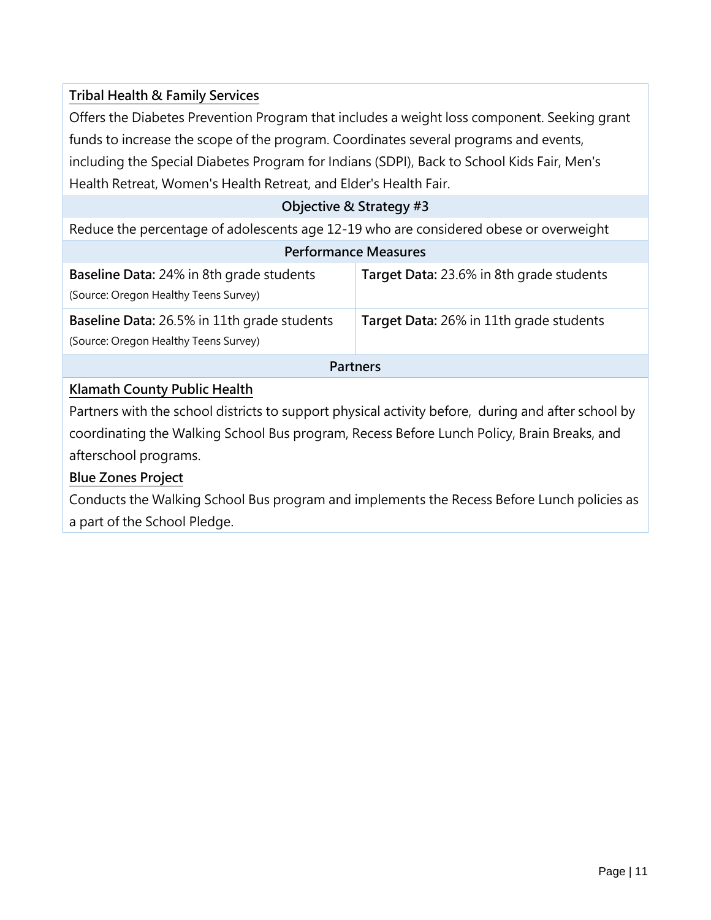**Tribal Health & Family Services**

Offers the Diabetes Prevention Program that includes a weight loss component. Seeking grant funds to increase the scope of the program. Coordinates several programs and events, including the Special Diabetes Program for Indians (SDPI), Back to School Kids Fair, Men's Health Retreat, Women's Health Retreat, and Elder's Health Fair.

### Objective & Strategy #3

Reduce the percentage of adolescents age 12-19 who are considered obese or overweight

### Performance Measures

| Baseline | Target |
|---|---|
| **Baseline Data:** 24% in 8th grade students (Source: Oregon Healthy Teens Survey) | **Target Data:** 23.6% in 8th grade students |
| **Baseline Data:** 26.5% in 11th grade students (Source: Oregon Healthy Teens Survey) | **Target Data:** 26% in 11th grade students |

### Partners

**Klamath County Public Health**

Partners with the school districts to support physical activity before, during and after school by coordinating the Walking School Bus program, Recess Before Lunch Policy, Brain Breaks, and afterschool programs.

**Blue Zones Project**

Conducts the Walking School Bus program and implements the Recess Before Lunch policies as a part of the School Pledge.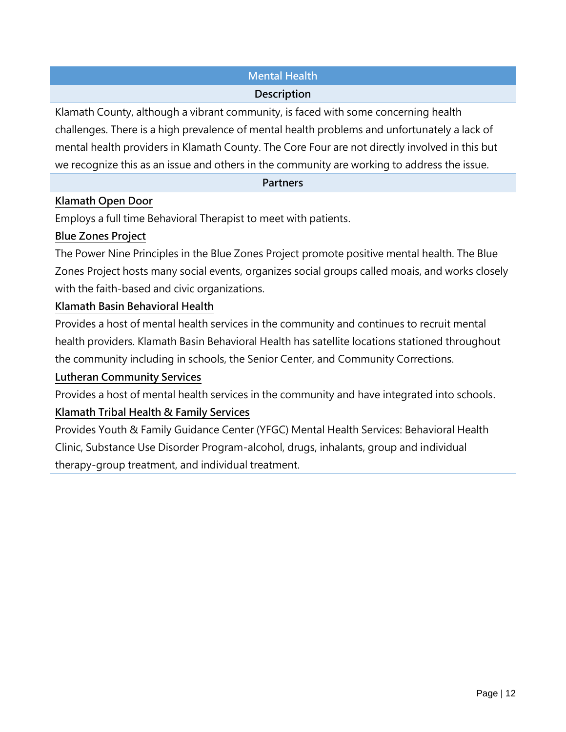## Mental Health

### Description

Klamath County, although a vibrant community, is faced with some concerning health challenges. There is a high prevalence of mental health problems and unfortunately a lack of mental health providers in Klamath County. The Core Four are not directly involved in this but we recognize this as an issue and others in the community are working to address the issue.

### Partners

**Klamath Open Door**

Employs a full time Behavioral Therapist to meet with patients.

**Blue Zones Project**

The Power Nine Principles in the Blue Zones Project promote positive mental health. The Blue Zones Project hosts many social events, organizes social groups called moais, and works closely with the faith-based and civic organizations.

**Klamath Basin Behavioral Health**

Provides a host of mental health services in the community and continues to recruit mental health providers. Klamath Basin Behavioral Health has satellite locations stationed throughout the community including in schools, the Senior Center, and Community Corrections.

**Lutheran Community Services**

Provides a host of mental health services in the community and have integrated into schools.

**Klamath Tribal Health & Family Services**

Provides Youth & Family Guidance Center (YFGC) Mental Health Services: Behavioral Health Clinic, Substance Use Disorder Program-alcohol, drugs, inhalants, group and individual therapy-group treatment, and individual treatment.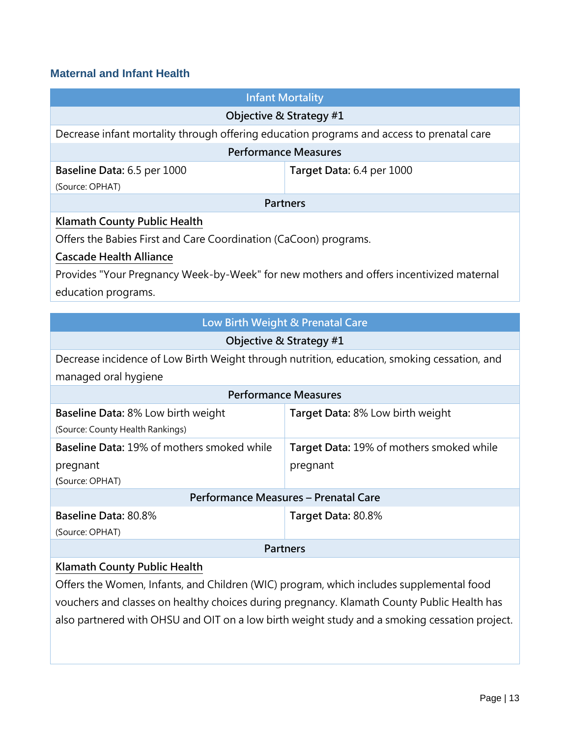### Maternal and Infant Health

| Infant Mortality | |
|---|---|
| **Objective & Strategy #1** | |
| Decrease infant mortality through offering education programs and access to prenatal care | |
| **Performance Measures** | |
| **Baseline Data:** 6.5 per 1000 (Source: OPHAT) | **Target Data:** 6.4 per 1000 |
| **Partners** | |

**Klamath County Public Health**

Offers the Babies First and Care Coordination (CaCoon) programs.

**Cascade Health Alliance**

Provides "Your Pregnancy Week-by-Week" for new mothers and offers incentivized maternal education programs.

| Low Birth Weight & Prenatal Care | |
|---|---|
| **Objective & Strategy #1** | |
| Decrease incidence of Low Birth Weight through nutrition, education, smoking cessation, and managed oral hygiene | |
| **Performance Measures** | |
| **Baseline Data:** 8% Low birth weight (Source: County Health Rankings) | **Target Data:** 8% Low birth weight |
| **Baseline Data:** 19% of mothers smoked while pregnant (Source: OPHAT) | **Target Data:** 19% of mothers smoked while pregnant |
| **Performance Measures – Prenatal Care** | |
| **Baseline Data:** 80.8% (Source: OPHAT) | **Target Data:** 80.8% |
| **Partners** | |

**Klamath County Public Health**

Offers the Women, Infants, and Children (WIC) program, which includes supplemental food vouchers and classes on healthy choices during pregnancy. Klamath County Public Health has also partnered with OHSU and OIT on a low birth weight study and a smoking cessation project.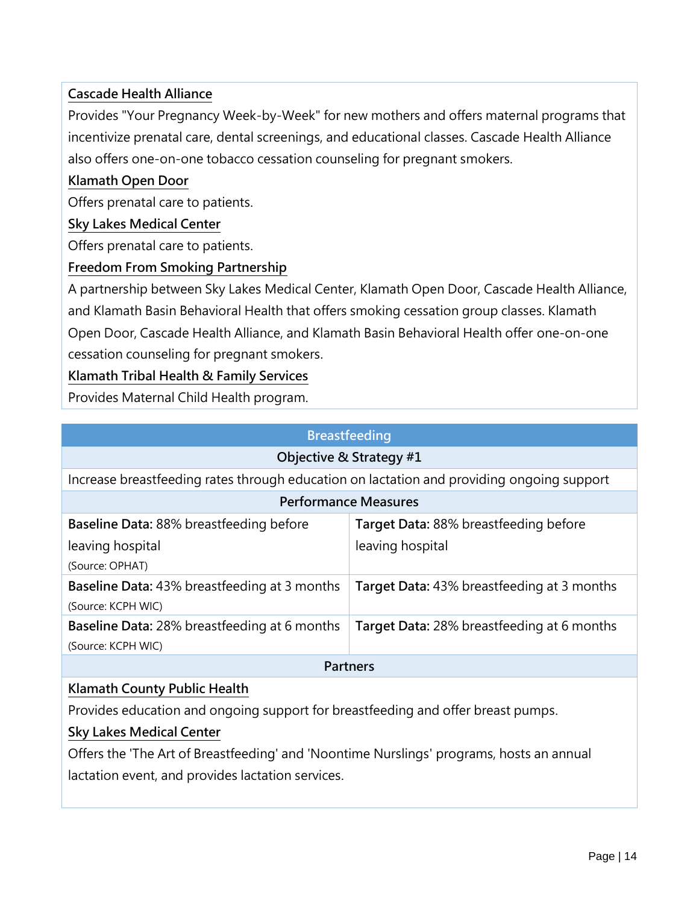**Cascade Health Alliance**

Provides "Your Pregnancy Week-by-Week" for new mothers and offers maternal programs that incentivize prenatal care, dental screenings, and educational classes. Cascade Health Alliance also offers one-on-one tobacco cessation counseling for pregnant smokers.

**Klamath Open Door**

Offers prenatal care to patients.

**Sky Lakes Medical Center**

Offers prenatal care to patients.

**Freedom From Smoking Partnership**

A partnership between Sky Lakes Medical Center, Klamath Open Door, Cascade Health Alliance, and Klamath Basin Behavioral Health that offers smoking cessation group classes. Klamath Open Door, Cascade Health Alliance, and Klamath Basin Behavioral Health offer one-on-one cessation counseling for pregnant smokers.

**Klamath Tribal Health & Family Services**

Provides Maternal Child Health program.

## Breastfeeding

### Objective & Strategy #1

Increase breastfeeding rates through education on lactation and providing ongoing support

### Performance Measures

| Baseline | Target |
| --- | --- |
| **Baseline Data:** 88% breastfeeding before leaving hospital (Source: OPHAT) | **Target Data:** 88% breastfeeding before leaving hospital |
| **Baseline Data:** 43% breastfeeding at 3 months (Source: KCPH WIC) | **Target Data:** 43% breastfeeding at 3 months |
| **Baseline Data:** 28% breastfeeding at 6 months (Source: KCPH WIC) | **Target Data:** 28% breastfeeding at 6 months |

### Partners

**Klamath County Public Health**

Provides education and ongoing support for breastfeeding and offer breast pumps.

**Sky Lakes Medical Center**

Offers the 'The Art of Breastfeeding' and 'Noontime Nurslings' programs, hosts an annual lactation event, and provides lactation services.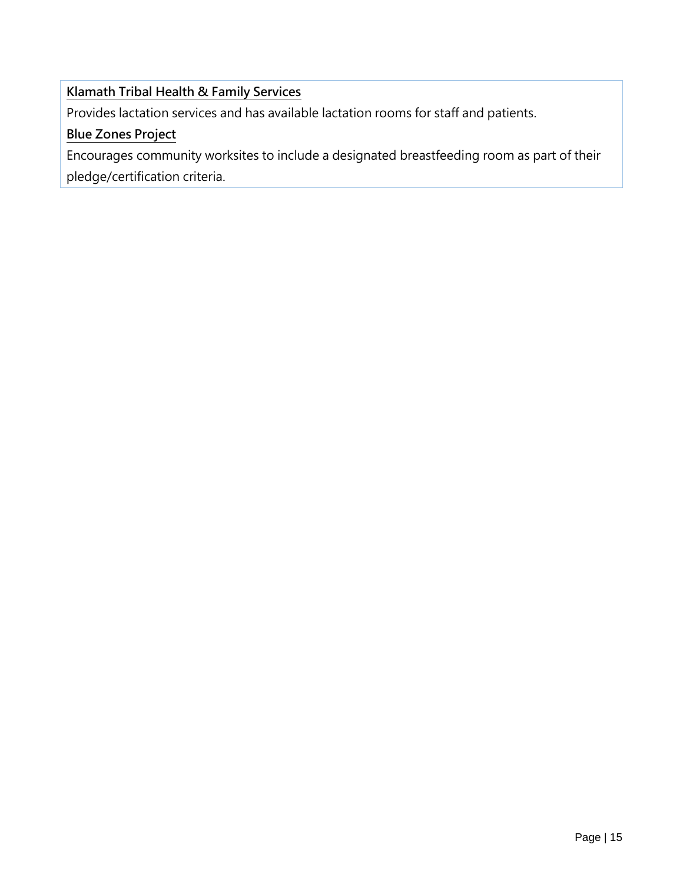**Klamath Tribal Health & Family Services**

Provides lactation services and has available lactation rooms for staff and patients.

**Blue Zones Project**

Encourages community worksites to include a designated breastfeeding room as part of their pledge/certification criteria.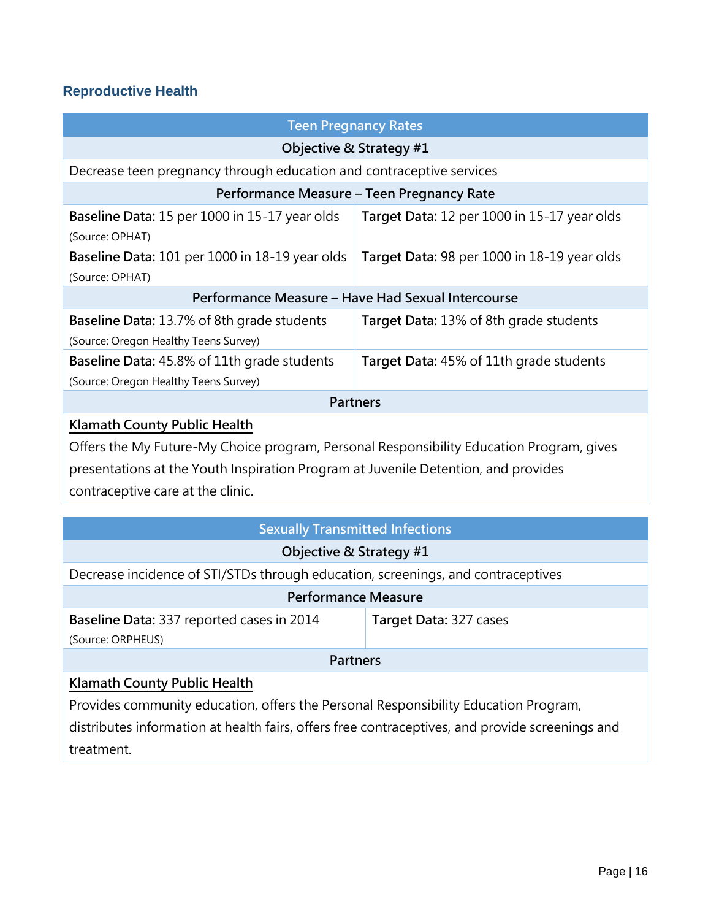## Reproductive Health

| Teen Pregnancy Rates | |
|---|---|
| **Objective & Strategy #1** | |
| Decrease teen pregnancy through education and contraceptive services | |
| **Performance Measure – Teen Pregnancy Rate** | |
| **Baseline Data:** 15 per 1000 in 15-17 year olds (Source: OPHAT) | **Target Data:** 12 per 1000 in 15-17 year olds |
| **Baseline Data:** 101 per 1000 in 18-19 year olds (Source: OPHAT) | **Target Data:** 98 per 1000 in 18-19 year olds |
| **Performance Measure – Have Had Sexual Intercourse** | |
| **Baseline Data:** 13.7% of 8th grade students (Source: Oregon Healthy Teens Survey) | **Target Data:** 13% of 8th grade students |
| **Baseline Data:** 45.8% of 11th grade students (Source: Oregon Healthy Teens Survey) | **Target Data:** 45% of 11th grade students |
| **Partners** | |
| Klamath County Public Health<br>Offers the My Future-My Choice program, Personal Responsibility Education Program, gives presentations at the Youth Inspiration Program at Juvenile Detention, and provides contraceptive care at the clinic. | |

| Sexually Transmitted Infections | |
|---|---|
| **Objective & Strategy #1** | |
| Decrease incidence of STI/STDs through education, screenings, and contraceptives | |
| **Performance Measure** | |
| **Baseline Data:** 337 reported cases in 2014 (Source: ORPHEUS) | **Target Data:** 327 cases |
| **Partners** | |
| Klamath County Public Health<br>Provides community education, offers the Personal Responsibility Education Program, distributes information at health fairs, offers free contraceptives, and provide screenings and treatment. | |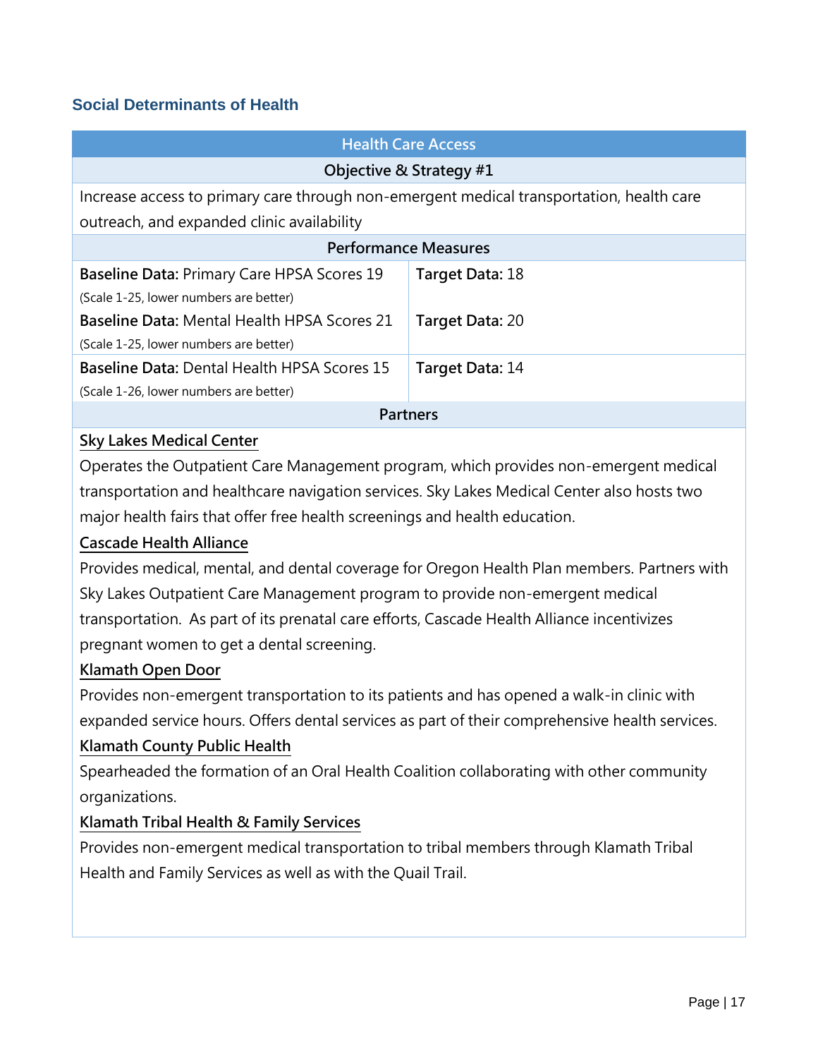### Social Determinants of Health

| Health Care Access | |
|---|---|
| **Objective & Strategy #1** | |
| Increase access to primary care through non-emergent medical transportation, health care outreach, and expanded clinic availability | |
| **Performance Measures** | |
| **Baseline Data:** Primary Care HPSA Scores 19 (Scale 1-25, lower numbers are better) | **Target Data:** 18 |
| **Baseline Data:** Mental Health HPSA Scores 21 (Scale 1-25, lower numbers are better) | **Target Data:** 20 |
| **Baseline Data:** Dental Health HPSA Scores 15 (Scale 1-26, lower numbers are better) | **Target Data:** 14 |

**Partners**

**Sky Lakes Medical Center**

Operates the Outpatient Care Management program, which provides non-emergent medical transportation and healthcare navigation services. Sky Lakes Medical Center also hosts two major health fairs that offer free health screenings and health education.

**Cascade Health Alliance**

Provides medical, mental, and dental coverage for Oregon Health Plan members. Partners with Sky Lakes Outpatient Care Management program to provide non-emergent medical transportation. As part of its prenatal care efforts, Cascade Health Alliance incentivizes pregnant women to get a dental screening.

**Klamath Open Door**

Provides non-emergent transportation to its patients and has opened a walk-in clinic with expanded service hours. Offers dental services as part of their comprehensive health services.

**Klamath County Public Health**

Spearheaded the formation of an Oral Health Coalition collaborating with other community organizations.

**Klamath Tribal Health & Family Services**

Provides non-emergent medical transportation to tribal members through Klamath Tribal Health and Family Services as well as with the Quail Trail.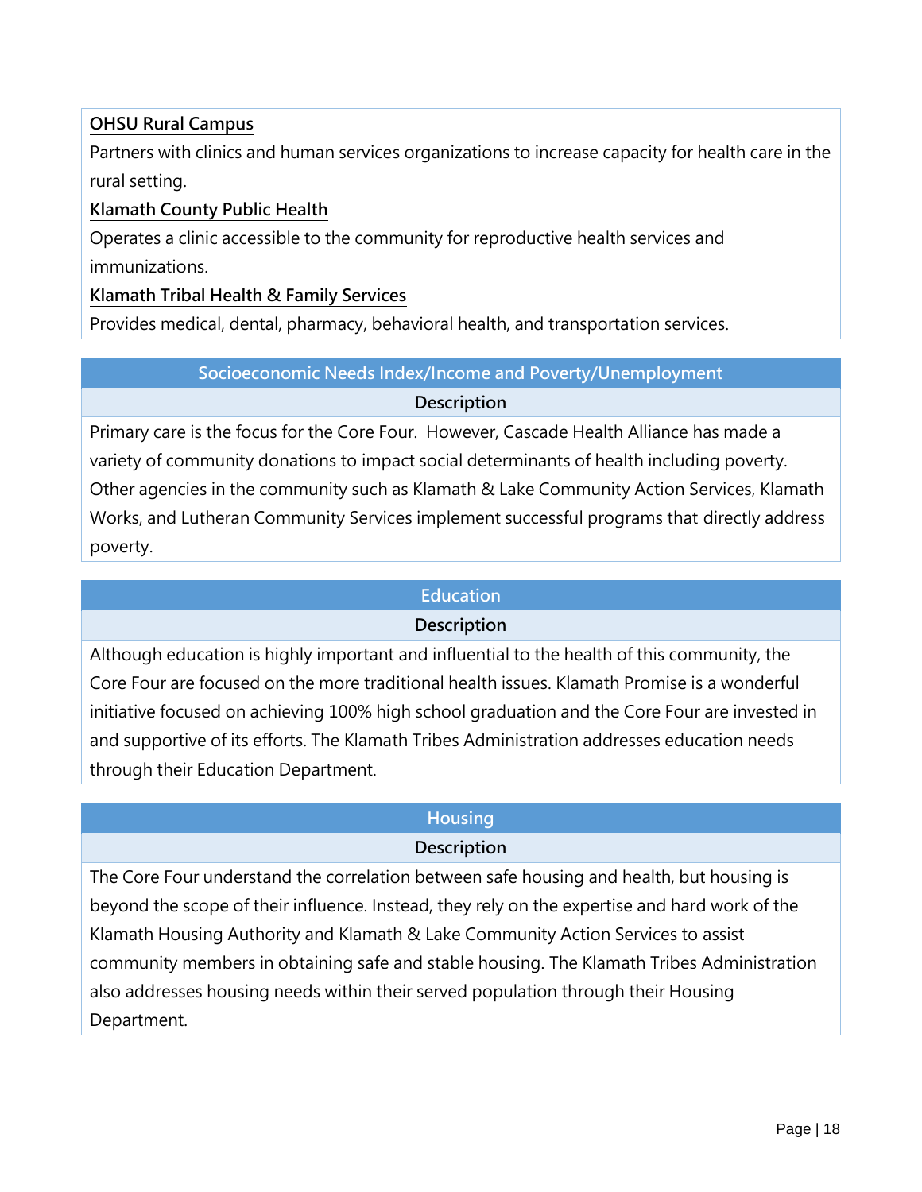**OHSU Rural Campus**

Partners with clinics and human services organizations to increase capacity for health care in the rural setting.

**Klamath County Public Health**

Operates a clinic accessible to the community for reproductive health services and immunizations.

**Klamath Tribal Health & Family Services**

Provides medical, dental, pharmacy, behavioral health, and transportation services.

| Socioeconomic Needs Index/Income and Poverty/Unemployment |
| --- |
| **Description** |
| Primary care is the focus for the Core Four. However, Cascade Health Alliance has made a variety of community donations to impact social determinants of health including poverty. Other agencies in the community such as Klamath & Lake Community Action Services, Klamath Works, and Lutheran Community Services implement successful programs that directly address poverty. |

| Education |
| --- |
| **Description** |
| Although education is highly important and influential to the health of this community, the Core Four are focused on the more traditional health issues. Klamath Promise is a wonderful initiative focused on achieving 100% high school graduation and the Core Four are invested in and supportive of its efforts. The Klamath Tribes Administration addresses education needs through their Education Department. |

| Housing |
| --- |
| **Description** |
| The Core Four understand the correlation between safe housing and health, but housing is beyond the scope of their influence. Instead, they rely on the expertise and hard work of the Klamath Housing Authority and Klamath & Lake Community Action Services to assist community members in obtaining safe and stable housing. The Klamath Tribes Administration also addresses housing needs within their served population through their Housing Department. |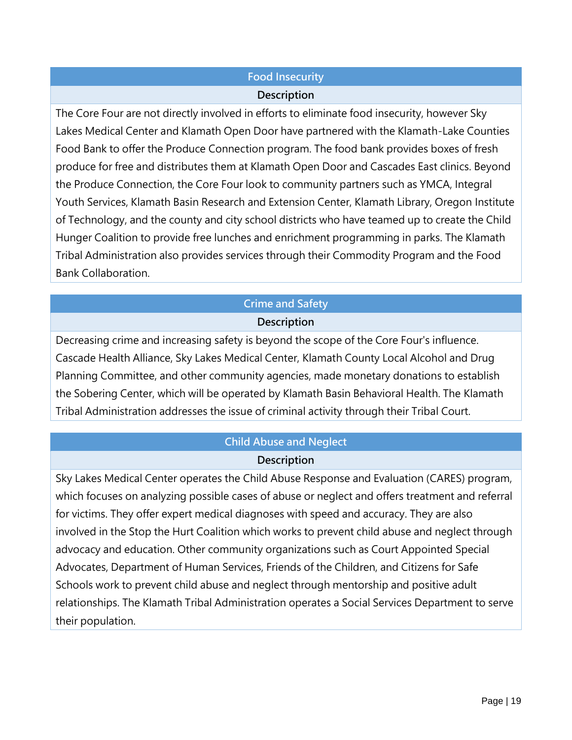| Food Insecurity |
| --- |
| **Description** |
| The Core Four are not directly involved in efforts to eliminate food insecurity, however Sky Lakes Medical Center and Klamath Open Door have partnered with the Klamath-Lake Counties Food Bank to offer the Produce Connection program. The food bank provides boxes of fresh produce for free and distributes them at Klamath Open Door and Cascades East clinics. Beyond the Produce Connection, the Core Four look to community partners such as YMCA, Integral Youth Services, Klamath Basin Research and Extension Center, Klamath Library, Oregon Institute of Technology, and the county and city school districts who have teamed up to create the Child Hunger Coalition to provide free lunches and enrichment programming in parks. The Klamath Tribal Administration also provides services through their Commodity Program and the Food Bank Collaboration. |

| Crime and Safety |
| --- |
| **Description** |
| Decreasing crime and increasing safety is beyond the scope of the Core Four's influence. Cascade Health Alliance, Sky Lakes Medical Center, Klamath County Local Alcohol and Drug Planning Committee, and other community agencies, made monetary donations to establish the Sobering Center, which will be operated by Klamath Basin Behavioral Health. The Klamath Tribal Administration addresses the issue of criminal activity through their Tribal Court. |

| Child Abuse and Neglect |
| --- |
| **Description** |
| Sky Lakes Medical Center operates the Child Abuse Response and Evaluation (CARES) program, which focuses on analyzing possible cases of abuse or neglect and offers treatment and referral for victims. They offer expert medical diagnoses with speed and accuracy. They are also involved in the Stop the Hurt Coalition which works to prevent child abuse and neglect through advocacy and education. Other community organizations such as Court Appointed Special Advocates, Department of Human Services, Friends of the Children, and Citizens for Safe Schools work to prevent child abuse and neglect through mentorship and positive adult relationships. The Klamath Tribal Administration operates a Social Services Department to serve their population. |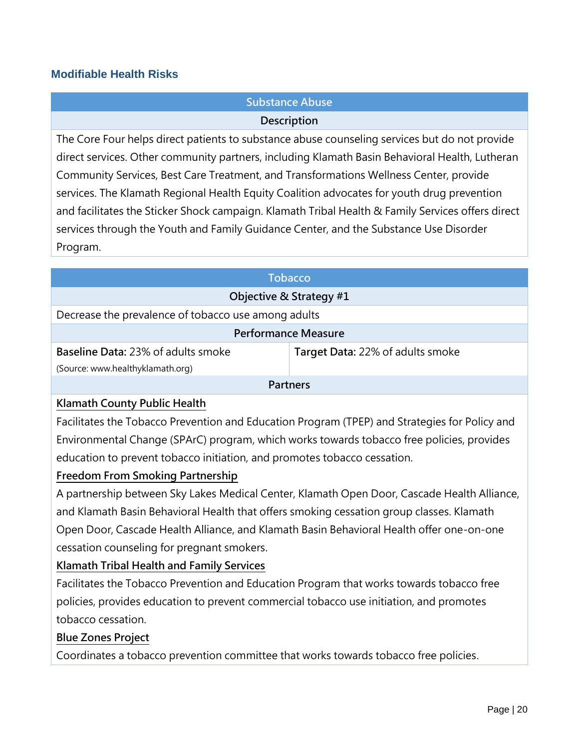## Modifiable Health Risks

### Substance Abuse

**Description**

The Core Four helps direct patients to substance abuse counseling services but do not provide direct services. Other community partners, including Klamath Basin Behavioral Health, Lutheran Community Services, Best Care Treatment, and Transformations Wellness Center, provide services. The Klamath Regional Health Equity Coalition advocates for youth drug prevention and facilitates the Sticker Shock campaign. Klamath Tribal Health & Family Services offers direct services through the Youth and Family Guidance Center, and the Substance Use Disorder Program.

### Tobacco

**Objective & Strategy #1**

Decrease the prevalence of tobacco use among adults

**Performance Measure**

| **Baseline Data:** 23% of adults smoke (Source: www.healthyklamath.org) | **Target Data:** 22% of adults smoke |
|---|---|

**Partners**

**Klamath County Public Health**

Facilitates the Tobacco Prevention and Education Program (TPEP) and Strategies for Policy and Environmental Change (SPArC) program, which works towards tobacco free policies, provides education to prevent tobacco initiation, and promotes tobacco cessation.

**Freedom From Smoking Partnership**

A partnership between Sky Lakes Medical Center, Klamath Open Door, Cascade Health Alliance, and Klamath Basin Behavioral Health that offers smoking cessation group classes. Klamath Open Door, Cascade Health Alliance, and Klamath Basin Behavioral Health offer one-on-one cessation counseling for pregnant smokers.

**Klamath Tribal Health and Family Services**

Facilitates the Tobacco Prevention and Education Program that works towards tobacco free policies, provides education to prevent commercial tobacco use initiation, and promotes tobacco cessation.

**Blue Zones Project**

Coordinates a tobacco prevention committee that works towards tobacco free policies.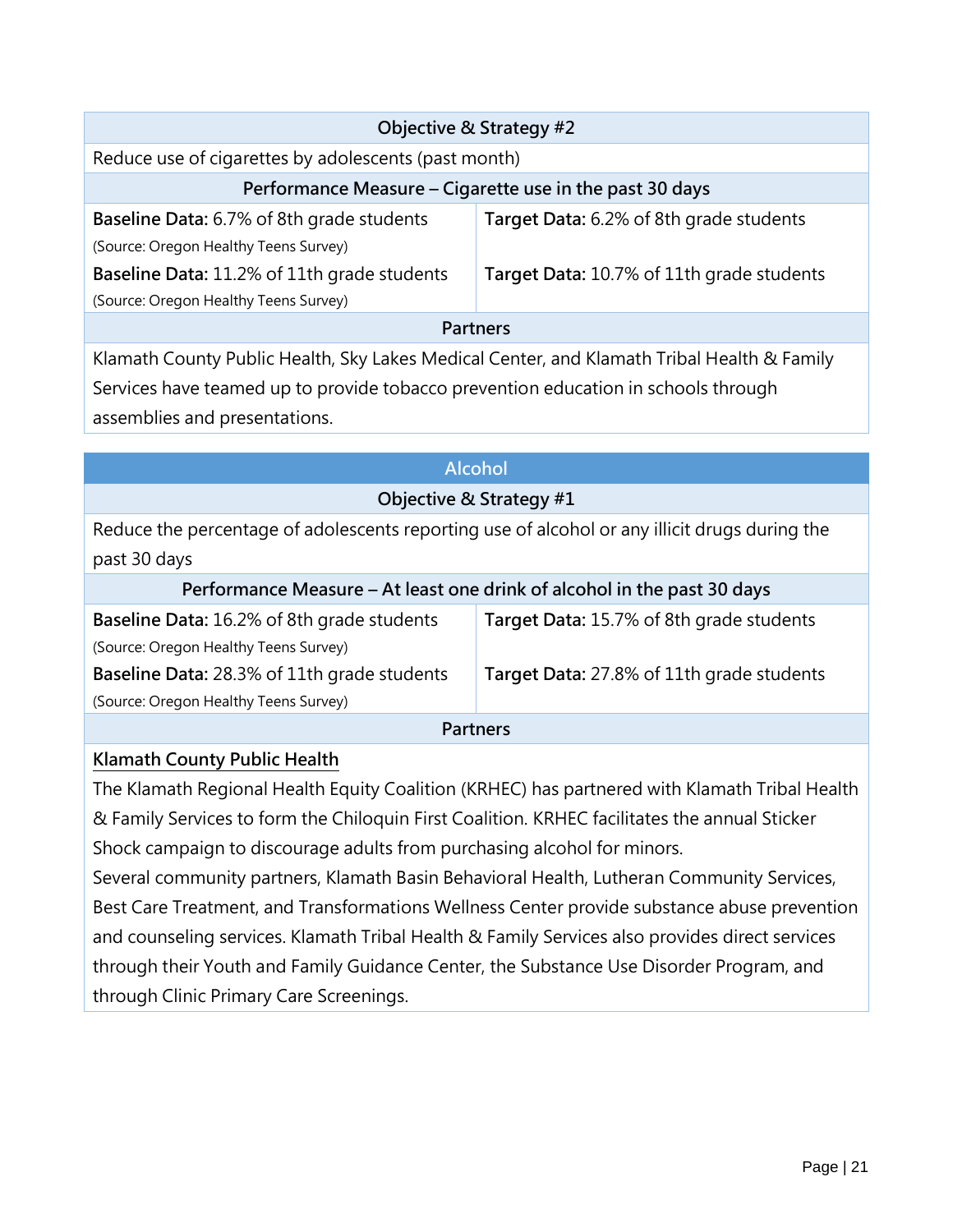| Objective & Strategy #2 | |
|---|---|
| Reduce use of cigarettes by adolescents (past month) | |
| **Performance Measure – Cigarette use in the past 30 days** | |
| **Baseline Data:** 6.7% of 8th grade students (Source: Oregon Healthy Teens Survey) | **Target Data:** 6.2% of 8th grade students |
| **Baseline Data:** 11.2% of 11th grade students (Source: Oregon Healthy Teens Survey) | **Target Data:** 10.7% of 11th grade students |
| **Partners** | |
| Klamath County Public Health, Sky Lakes Medical Center, and Klamath Tribal Health & Family Services have teamed up to provide tobacco prevention education in schools through assemblies and presentations. | |

| Alcohol | |
|---|---|
| **Objective & Strategy #1** | |
| Reduce the percentage of adolescents reporting use of alcohol or any illicit drugs during the past 30 days | |
| **Performance Measure – At least one drink of alcohol in the past 30 days** | |
| **Baseline Data:** 16.2% of 8th grade students (Source: Oregon Healthy Teens Survey) | **Target Data:** 15.7% of 8th grade students |
| **Baseline Data:** 28.3% of 11th grade students (Source: Oregon Healthy Teens Survey) | **Target Data:** 27.8% of 11th grade students |
| **Partners** | |
| Klamath County Public Health<br>The Klamath Regional Health Equity Coalition (KRHEC) has partnered with Klamath Tribal Health & Family Services to form the Chiloquin First Coalition. KRHEC facilitates the annual Sticker Shock campaign to discourage adults from purchasing alcohol for minors.<br>Several community partners, Klamath Basin Behavioral Health, Lutheran Community Services, Best Care Treatment, and Transformations Wellness Center provide substance abuse prevention and counseling services. Klamath Tribal Health & Family Services also provides direct services through their Youth and Family Guidance Center, the Substance Use Disorder Program, and through Clinic Primary Care Screenings. | |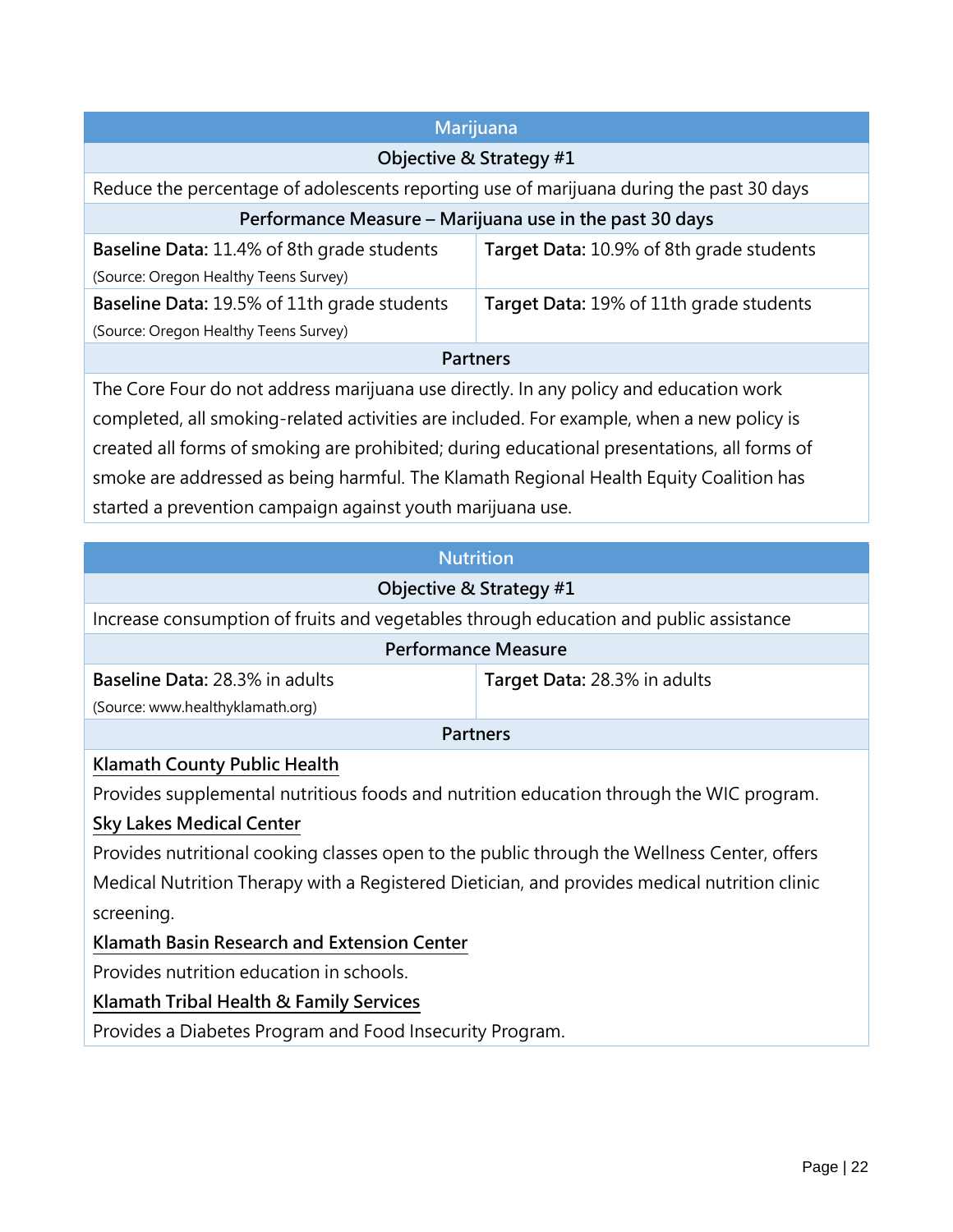## Marijuana

### Objective & Strategy #1

Reduce the percentage of adolescents reporting use of marijuana during the past 30 days

**Performance Measure – Marijuana use in the past 30 days**

| Baseline | Target |
|---|---|
| **Baseline Data:** 11.4% of 8th grade students (Source: Oregon Healthy Teens Survey) | **Target Data:** 10.9% of 8th grade students |
| **Baseline Data:** 19.5% of 11th grade students (Source: Oregon Healthy Teens Survey) | **Target Data:** 19% of 11th grade students |

**Partners**

The Core Four do not address marijuana use directly. In any policy and education work completed, all smoking-related activities are included. For example, when a new policy is created all forms of smoking are prohibited; during educational presentations, all forms of smoke are addressed as being harmful. The Klamath Regional Health Equity Coalition has started a prevention campaign against youth marijuana use.

## Nutrition

### Objective & Strategy #1

Increase consumption of fruits and vegetables through education and public assistance

**Performance Measure**

| Baseline | Target |
|---|---|
| **Baseline Data:** 28.3% in adults (Source: www.healthyklamath.org) | **Target Data:** 28.3% in adults |

**Partners**

**Klamath County Public Health**

Provides supplemental nutritious foods and nutrition education through the WIC program.

**Sky Lakes Medical Center**

Provides nutritional cooking classes open to the public through the Wellness Center, offers Medical Nutrition Therapy with a Registered Dietician, and provides medical nutrition clinic screening.

**Klamath Basin Research and Extension Center**

Provides nutrition education in schools.

**Klamath Tribal Health & Family Services**

Provides a Diabetes Program and Food Insecurity Program.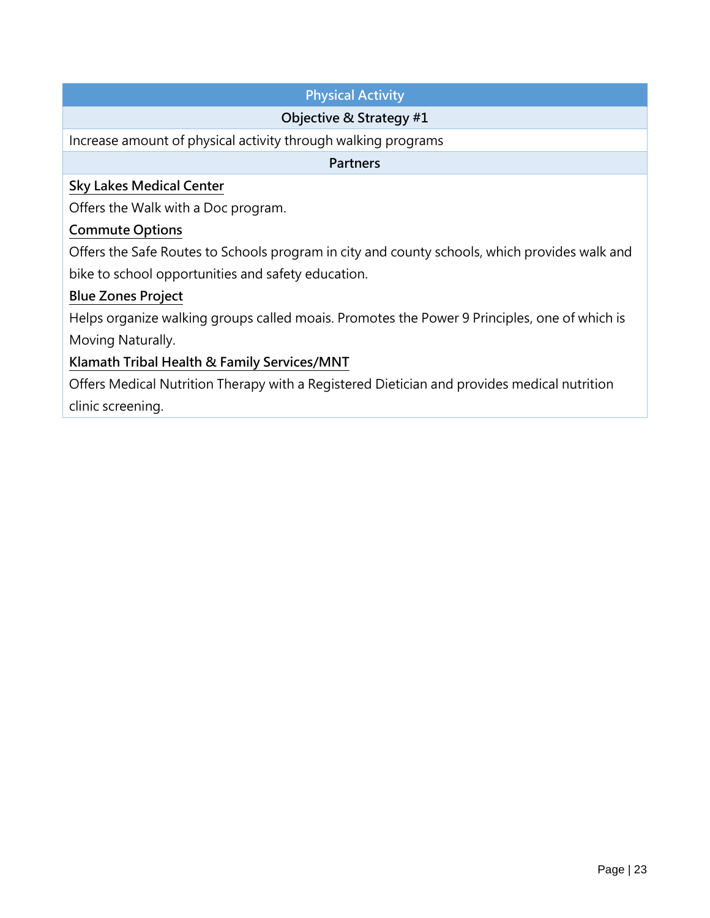| Physical Activity |
| --- |
| **Objective & Strategy #1** |
| Increase amount of physical activity through walking programs |
| **Partners** |
| **Sky Lakes Medical Center**<br>Offers the Walk with a Doc program.<br>**Commute Options**<br>Offers the Safe Routes to Schools program in city and county schools, which provides walk and bike to school opportunities and safety education.<br>**Blue Zones Project**<br>Helps organize walking groups called moais. Promotes the Power 9 Principles, one of which is Moving Naturally.<br>**Klamath Tribal Health & Family Services/MNT**<br>Offers Medical Nutrition Therapy with a Registered Dietician and provides medical nutrition clinic screening. |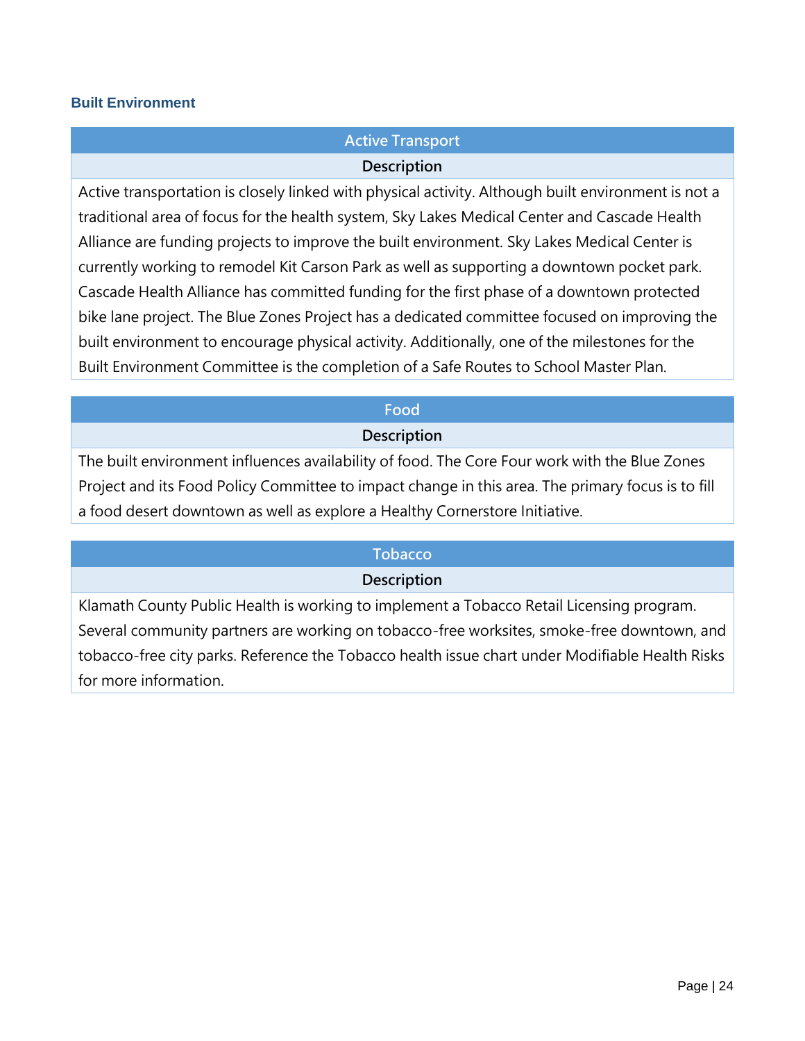### Built Environment

| Active Transport |
| --- |
| **Description** |
| Active transportation is closely linked with physical activity. Although built environment is not a traditional area of focus for the health system, Sky Lakes Medical Center and Cascade Health Alliance are funding projects to improve the built environment. Sky Lakes Medical Center is currently working to remodel Kit Carson Park as well as supporting a downtown pocket park. Cascade Health Alliance has committed funding for the first phase of a downtown protected bike lane project. The Blue Zones Project has a dedicated committee focused on improving the built environment to encourage physical activity. Additionally, one of the milestones for the Built Environment Committee is the completion of a Safe Routes to School Master Plan. |

| Food |
| --- |
| **Description** |
| The built environment influences availability of food. The Core Four work with the Blue Zones Project and its Food Policy Committee to impact change in this area. The primary focus is to fill a food desert downtown as well as explore a Healthy Cornerstore Initiative. |

| Tobacco |
| --- |
| **Description** |
| Klamath County Public Health is working to implement a Tobacco Retail Licensing program. Several community partners are working on tobacco-free worksites, smoke-free downtown, and tobacco-free city parks. Reference the Tobacco health issue chart under Modifiable Health Risks for more information. |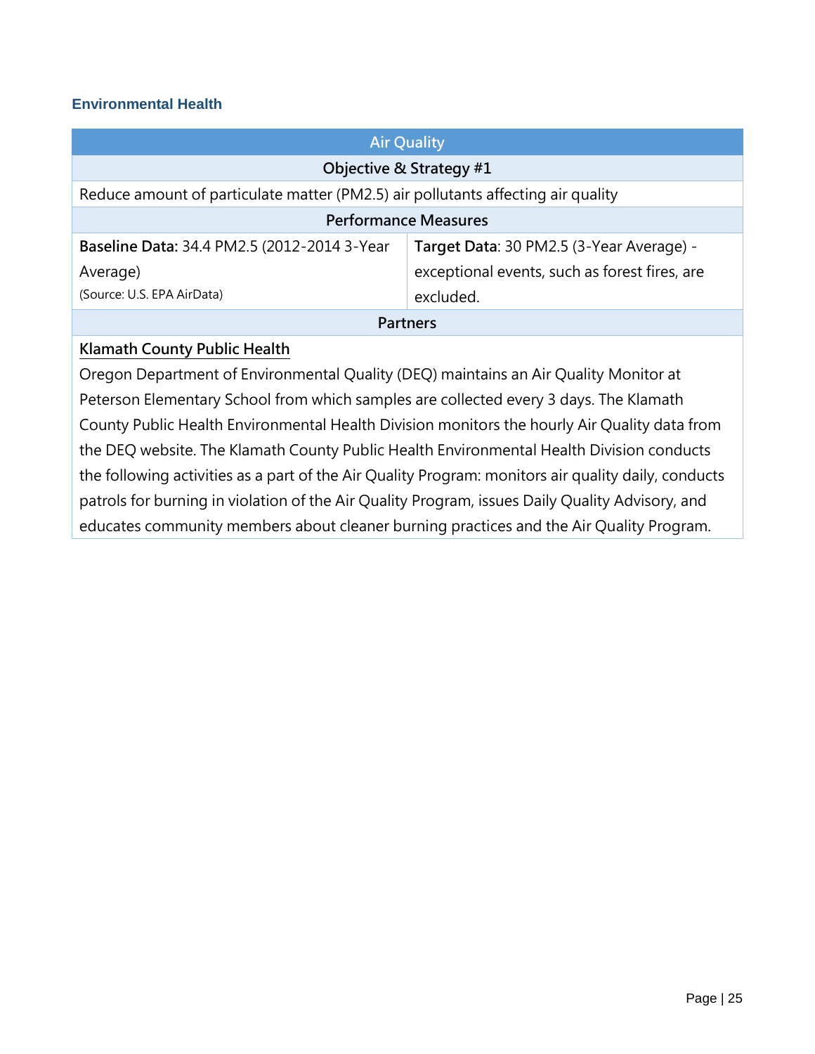### Environmental Health

| Air Quality | |
|---|---|
| **Objective & Strategy #1** | |
| Reduce amount of particulate matter (PM2.5) air pollutants affecting air quality | |
| **Performance Measures** | |
| **Baseline Data:** 34.4 PM2.5 (2012-2014 3-Year Average) (Source: U.S. EPA AirData) | **Target Data**: 30 PM2.5 (3-Year Average) - exceptional events, such as forest fires, are excluded. |
| **Partners** | |

Klamath County Public Health

Oregon Department of Environmental Quality (DEQ) maintains an Air Quality Monitor at Peterson Elementary School from which samples are collected every 3 days. The Klamath County Public Health Environmental Health Division monitors the hourly Air Quality data from the DEQ website. The Klamath County Public Health Environmental Health Division conducts the following activities as a part of the Air Quality Program: monitors air quality daily, conducts patrols for burning in violation of the Air Quality Program, issues Daily Quality Advisory, and educates community members about cleaner burning practices and the Air Quality Program.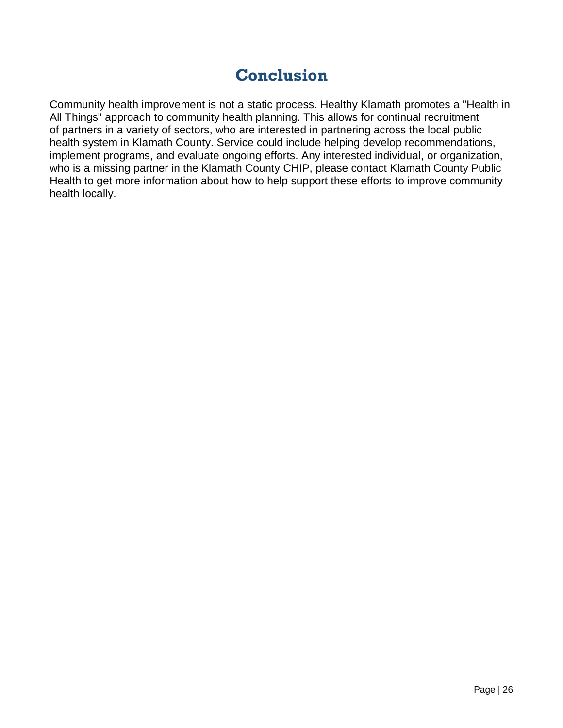# Conclusion

Community health improvement is not a static process. Healthy Klamath promotes a "Health in All Things" approach to community health planning. This allows for continual recruitment of partners in a variety of sectors, who are interested in partnering across the local public health system in Klamath County. Service could include helping develop recommendations, implement programs, and evaluate ongoing efforts. Any interested individual, or organization, who is a missing partner in the Klamath County CHIP, please contact Klamath County Public Health to get more information about how to help support these efforts to improve community health locally.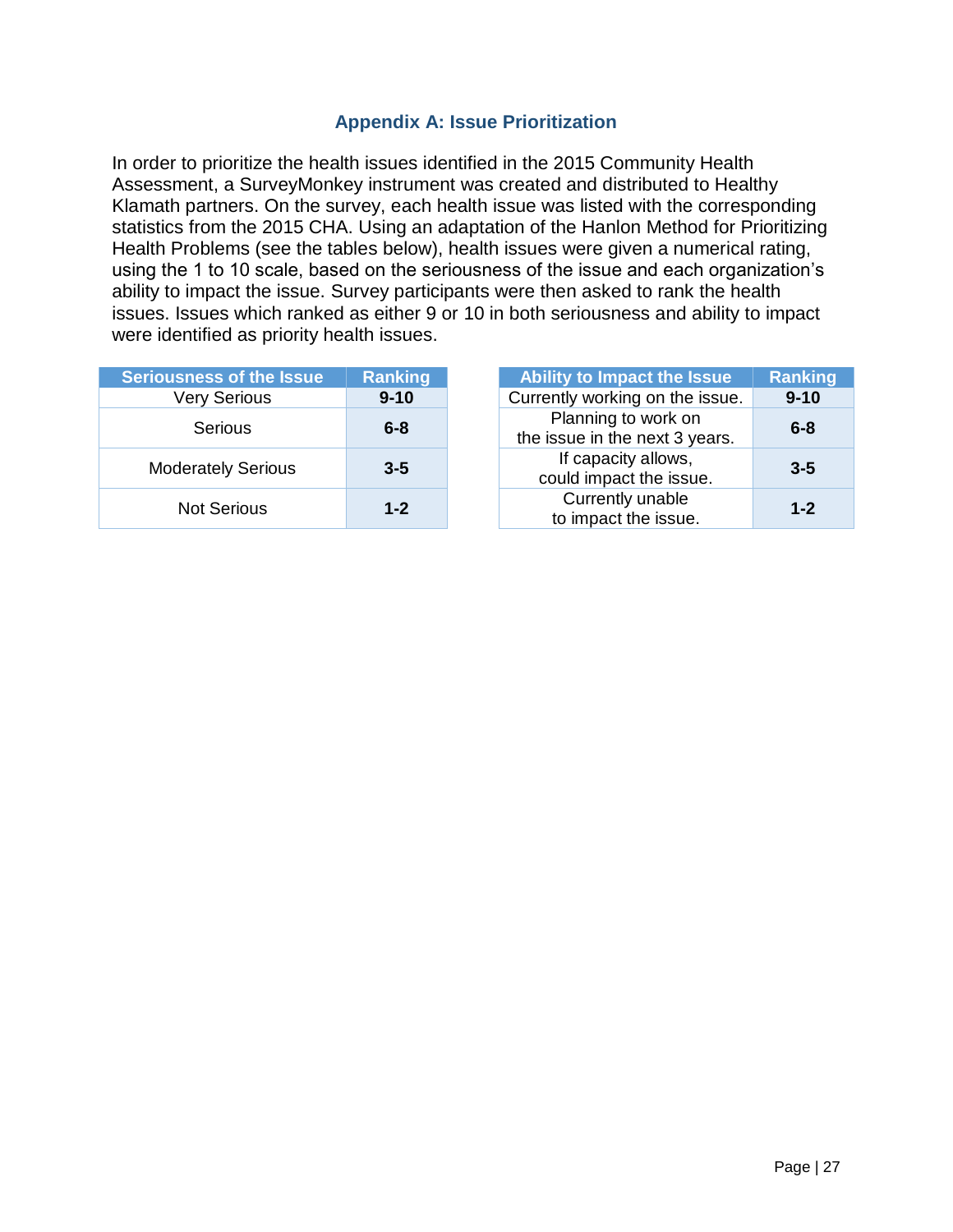## Appendix A: Issue Prioritization

In order to prioritize the health issues identified in the 2015 Community Health Assessment, a SurveyMonkey instrument was created and distributed to Healthy Klamath partners. On the survey, each health issue was listed with the corresponding statistics from the 2015 CHA. Using an adaptation of the Hanlon Method for Prioritizing Health Problems (see the tables below), health issues were given a numerical rating, using the 1 to 10 scale, based on the seriousness of the issue and each organization's ability to impact the issue. Survey participants were then asked to rank the health issues. Issues which ranked as either 9 or 10 in both seriousness and ability to impact were identified as priority health issues.

| Seriousness of the Issue | Ranking |
|---|---|
| Very Serious | **9-10** |
| Serious | **6-8** |
| Moderately Serious | **3-5** |
| Not Serious | **1-2** |

| Ability to Impact the Issue | Ranking |
|---|---|
| Currently working on the issue. | **9-10** |
| Planning to work on the issue in the next 3 years. | **6-8** |
| If capacity allows, could impact the issue. | **3-5** |
| Currently unable to impact the issue. | **1-2** |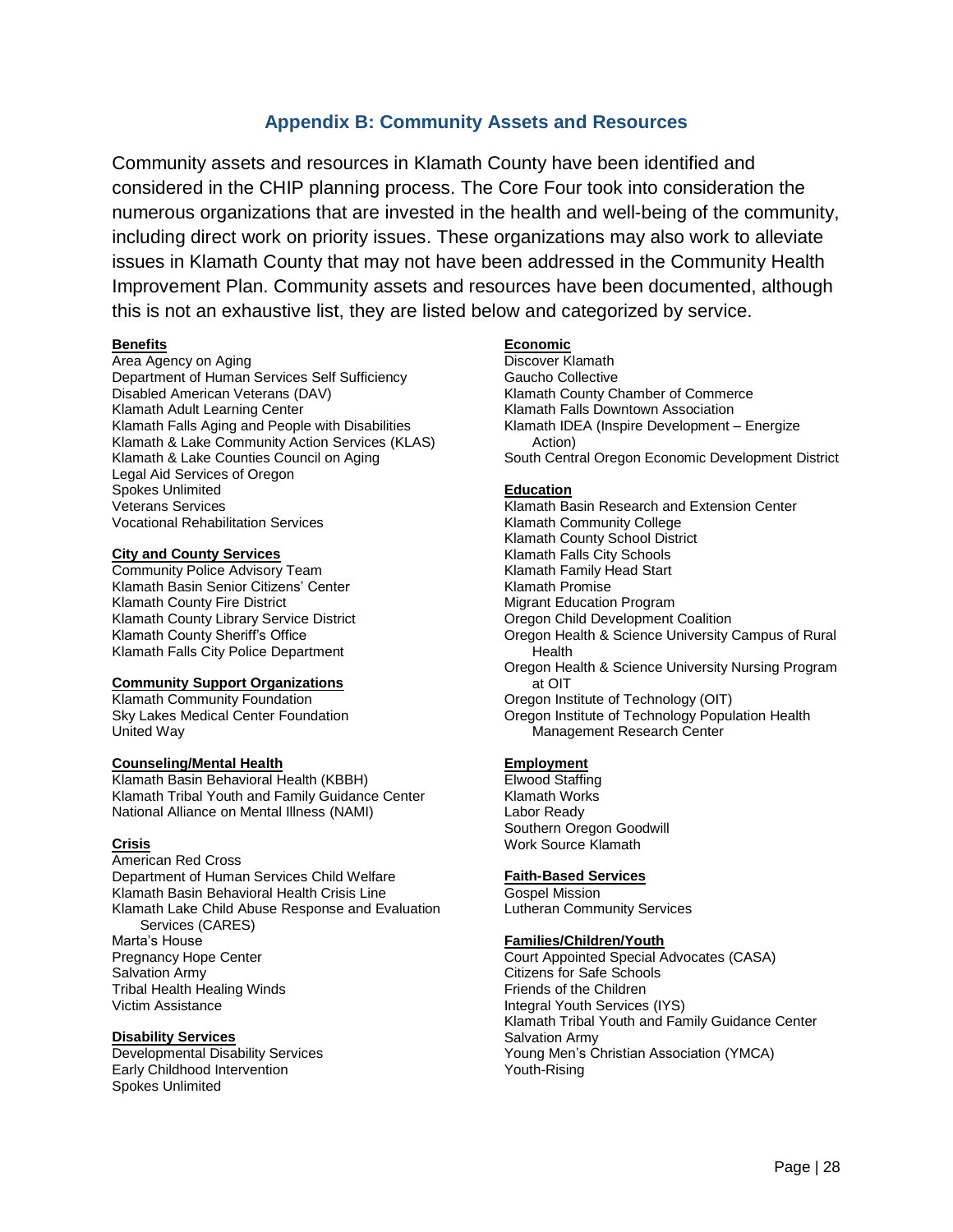## Appendix B: Community Assets and Resources

Community assets and resources in Klamath County have been identified and considered in the CHIP planning process. The Core Four took into consideration the numerous organizations that are invested in the health and well-being of the community, including direct work on priority issues. These organizations may also work to alleviate issues in Klamath County that may not have been addressed in the Community Health Improvement Plan. Community assets and resources have been documented, although this is not an exhaustive list, they are listed below and categorized by service.

**Benefits**

Area Agency on Aging
Department of Human Services Self Sufficiency
Disabled American Veterans (DAV)
Klamath Adult Learning Center
Klamath Falls Aging and People with Disabilities
Klamath & Lake Community Action Services (KLAS)
Klamath & Lake Counties Council on Aging
Legal Aid Services of Oregon
Spokes Unlimited
Veterans Services
Vocational Rehabilitation Services

**City and County Services**

Community Police Advisory Team
Klamath Basin Senior Citizens' Center
Klamath County Fire District
Klamath County Library Service District
Klamath County Sheriff's Office
Klamath Falls City Police Department

**Community Support Organizations**

Klamath Community Foundation
Sky Lakes Medical Center Foundation
United Way

**Counseling/Mental Health**

Klamath Basin Behavioral Health (KBBH)
Klamath Tribal Youth and Family Guidance Center
National Alliance on Mental Illness (NAMI)

**Crisis**

American Red Cross
Department of Human Services Child Welfare
Klamath Basin Behavioral Health Crisis Line
Klamath Lake Child Abuse Response and Evaluation Services (CARES)
Marta's House
Pregnancy Hope Center
Salvation Army
Tribal Health Healing Winds
Victim Assistance

**Disability Services**

Developmental Disability Services
Early Childhood Intervention
Spokes Unlimited

**Economic**

Discover Klamath
Gaucho Collective
Klamath County Chamber of Commerce
Klamath Falls Downtown Association
Klamath IDEA (Inspire Development – Energize Action)
South Central Oregon Economic Development District

**Education**

Klamath Basin Research and Extension Center
Klamath Community College
Klamath County School District
Klamath Falls City Schools
Klamath Family Head Start
Klamath Promise
Migrant Education Program
Oregon Child Development Coalition
Oregon Health & Science University Campus of Rural Health
Oregon Health & Science University Nursing Program at OIT
Oregon Institute of Technology (OIT)
Oregon Institute of Technology Population Health Management Research Center

**Employment**

Elwood Staffing
Klamath Works
Labor Ready
Southern Oregon Goodwill
Work Source Klamath

**Faith-Based Services**

Gospel Mission
Lutheran Community Services

**Families/Children/Youth**

Court Appointed Special Advocates (CASA)
Citizens for Safe Schools
Friends of the Children
Integral Youth Services (IYS)
Klamath Tribal Youth and Family Guidance Center
Salvation Army
Young Men's Christian Association (YMCA)
Youth-Rising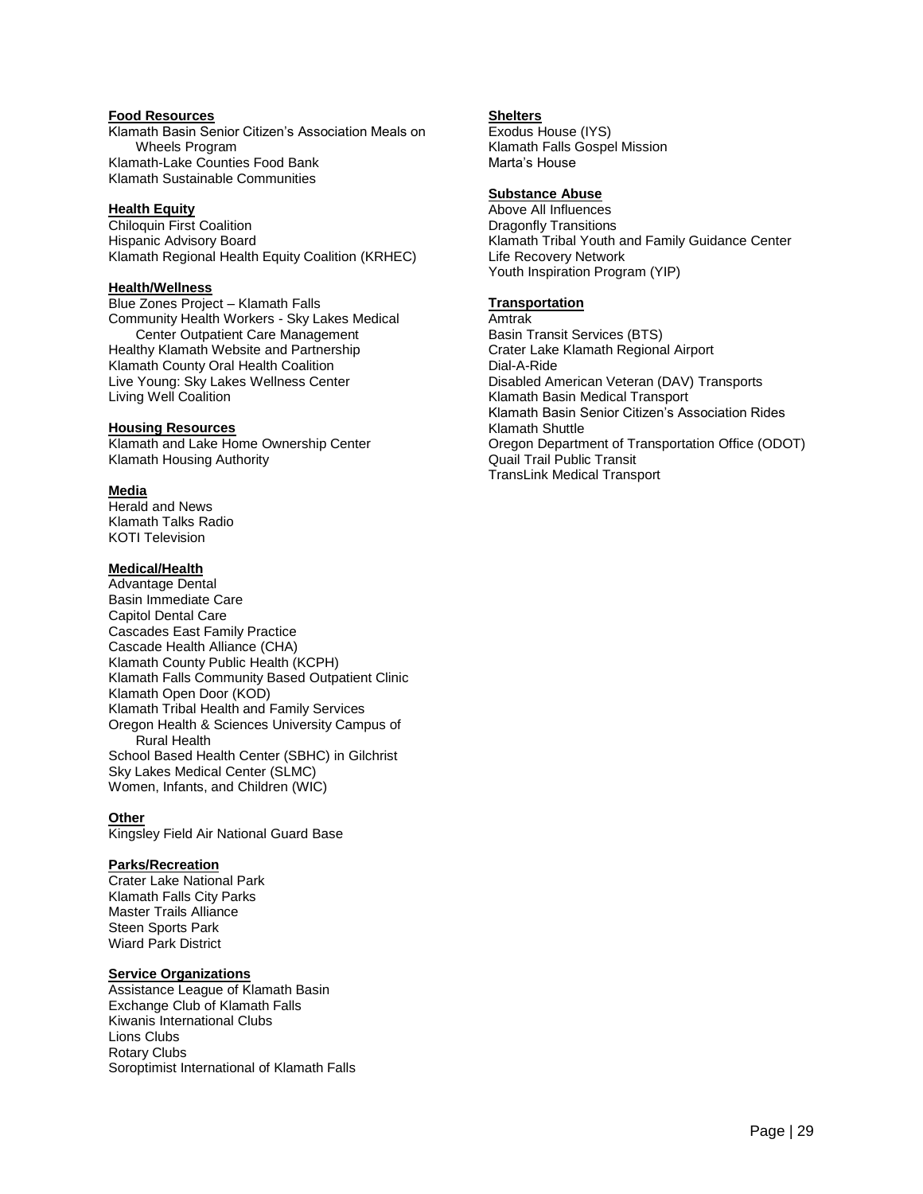**Food Resources**

Klamath Basin Senior Citizen's Association Meals on Wheels Program
Klamath-Lake Counties Food Bank
Klamath Sustainable Communities

**Health Equity**

Chiloquin First Coalition
Hispanic Advisory Board
Klamath Regional Health Equity Coalition (KRHEC)

**Health/Wellness**

Blue Zones Project – Klamath Falls
Community Health Workers - Sky Lakes Medical Center Outpatient Care Management
Healthy Klamath Website and Partnership
Klamath County Oral Health Coalition
Live Young: Sky Lakes Wellness Center
Living Well Coalition

**Housing Resources**

Klamath and Lake Home Ownership Center
Klamath Housing Authority

**Media**

Herald and News
Klamath Talks Radio
KOTI Television

**Medical/Health**

Advantage Dental
Basin Immediate Care
Capitol Dental Care
Cascades East Family Practice
Cascade Health Alliance (CHA)
Klamath County Public Health (KCPH)
Klamath Falls Community Based Outpatient Clinic
Klamath Open Door (KOD)
Klamath Tribal Health and Family Services
Oregon Health & Sciences University Campus of Rural Health
School Based Health Center (SBHC) in Gilchrist
Sky Lakes Medical Center (SLMC)
Women, Infants, and Children (WIC)

**Other**

Kingsley Field Air National Guard Base

**Parks/Recreation**

Crater Lake National Park
Klamath Falls City Parks
Master Trails Alliance
Steen Sports Park
Wiard Park District

**Service Organizations**

Assistance League of Klamath Basin
Exchange Club of Klamath Falls
Kiwanis International Clubs
Lions Clubs
Rotary Clubs
Soroptimist International of Klamath Falls

**Shelters**

Exodus House (IYS)
Klamath Falls Gospel Mission
Marta's House

**Substance Abuse**

Above All Influences
Dragonfly Transitions
Klamath Tribal Youth and Family Guidance Center
Life Recovery Network
Youth Inspiration Program (YIP)

**Transportation**

Amtrak
Basin Transit Services (BTS)
Crater Lake Klamath Regional Airport
Dial-A-Ride
Disabled American Veteran (DAV) Transports
Klamath Basin Medical Transport
Klamath Basin Senior Citizen's Association Rides
Klamath Shuttle
Oregon Department of Transportation Office (ODOT)
Quail Trail Public Transit
TransLink Medical Transport